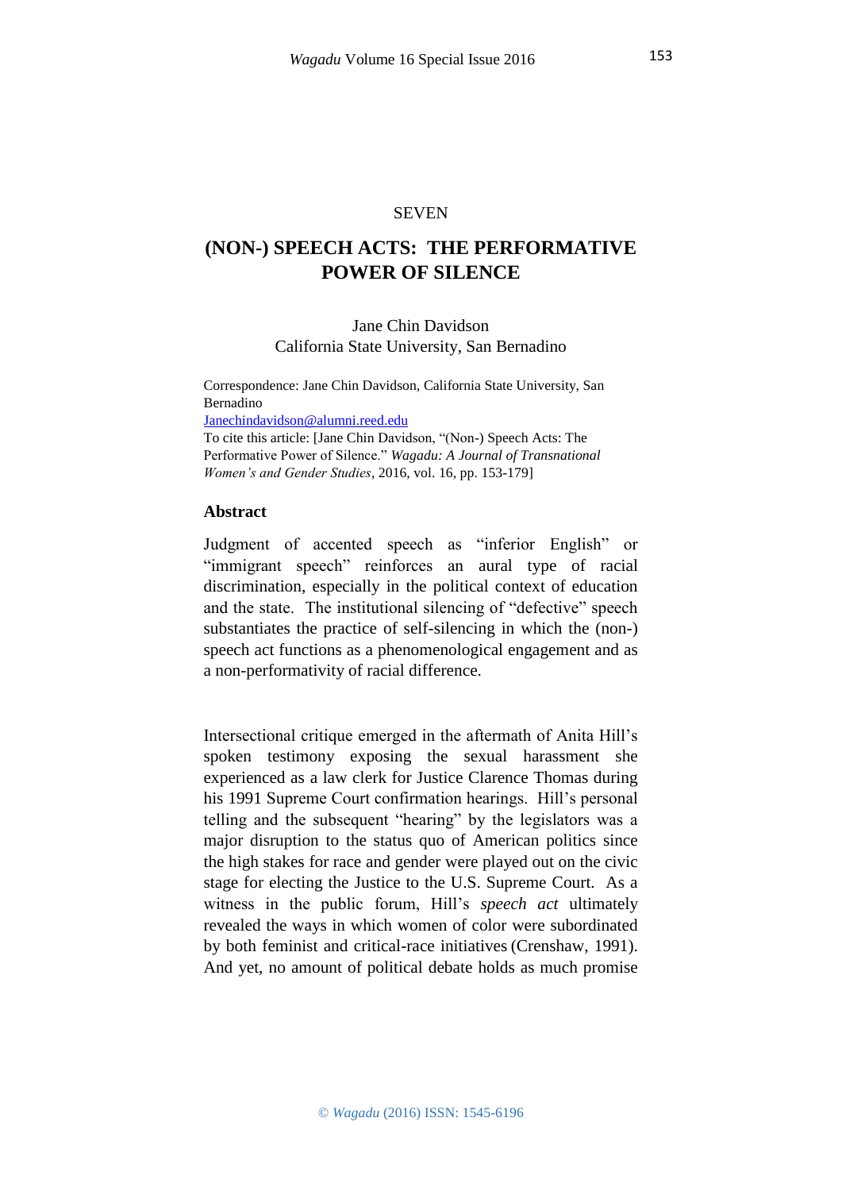SEVEN

# (NON-) SPEECH ACTS: THE PERFORMATIVE POWER OF SILENCE

Jane Chin Davidson
California State University, San Bernadino

Correspondence: Jane Chin Davidson, California State University, San Bernadino
Janechindavidson@alumni.reed.edu
To cite this article: [Jane Chin Davidson, "(Non-) Speech Acts: The Performative Power of Silence." *Wagadu: A Journal of Transnational Women's and Gender Studies*, 2016, vol. 16, pp. 153-179]

## Abstract

Judgment of accented speech as "inferior English" or "immigrant speech" reinforces an aural type of racial discrimination, especially in the political context of education and the state. The institutional silencing of "defective" speech substantiates the practice of self-silencing in which the (non-) speech act functions as a phenomenological engagement and as a non-performativity of racial difference.

Intersectional critique emerged in the aftermath of Anita Hill's spoken testimony exposing the sexual harassment she experienced as a law clerk for Justice Clarence Thomas during his 1991 Supreme Court confirmation hearings. Hill's personal telling and the subsequent "hearing" by the legislators was a major disruption to the status quo of American politics since the high stakes for race and gender were played out on the civic stage for electing the Justice to the U.S. Supreme Court. As a witness in the public forum, Hill's *speech act* ultimately revealed the ways in which women of color were subordinated by both feminist and critical-race initiatives (Crenshaw, 1991). And yet, no amount of political debate holds as much promise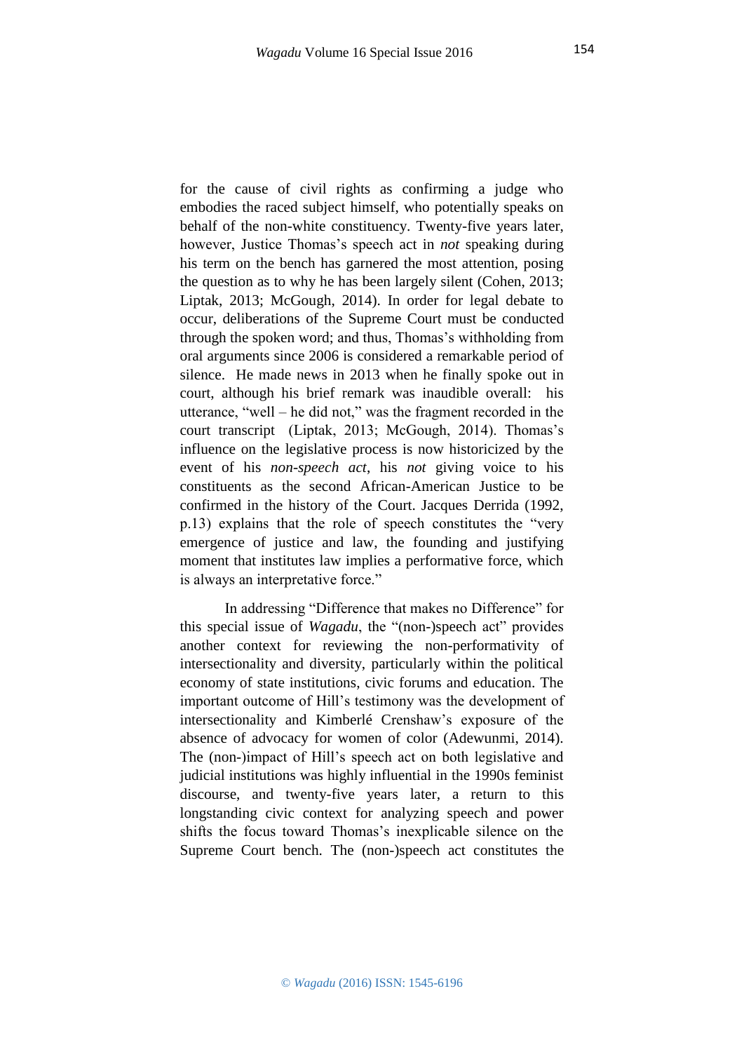for the cause of civil rights as confirming a judge who embodies the raced subject himself, who potentially speaks on behalf of the non-white constituency. Twenty-five years later, however, Justice Thomas's speech act in *not* speaking during his term on the bench has garnered the most attention, posing the question as to why he has been largely silent (Cohen, 2013; Liptak, 2013; McGough, 2014). In order for legal debate to occur, deliberations of the Supreme Court must be conducted through the spoken word; and thus, Thomas's withholding from oral arguments since 2006 is considered a remarkable period of silence. He made news in 2013 when he finally spoke out in court, although his brief remark was inaudible overall: his utterance, "well – he did not," was the fragment recorded in the court transcript (Liptak, 2013; McGough, 2014). Thomas's influence on the legislative process is now historicized by the event of his *non-speech act*, his *not* giving voice to his constituents as the second African-American Justice to be confirmed in the history of the Court. Jacques Derrida (1992, p.13) explains that the role of speech constitutes the "very emergence of justice and law, the founding and justifying moment that institutes law implies a performative force, which is always an interpretative force."

In addressing "Difference that makes no Difference" for this special issue of *Wagadu*, the "(non-)speech act" provides another context for reviewing the non-performativity of intersectionality and diversity, particularly within the political economy of state institutions, civic forums and education. The important outcome of Hill's testimony was the development of intersectionality and Kimberlé Crenshaw's exposure of the absence of advocacy for women of color (Adewunmi, 2014). The (non-)impact of Hill's speech act on both legislative and judicial institutions was highly influential in the 1990s feminist discourse, and twenty-five years later, a return to this longstanding civic context for analyzing speech and power shifts the focus toward Thomas's inexplicable silence on the Supreme Court bench. The (non-)speech act constitutes the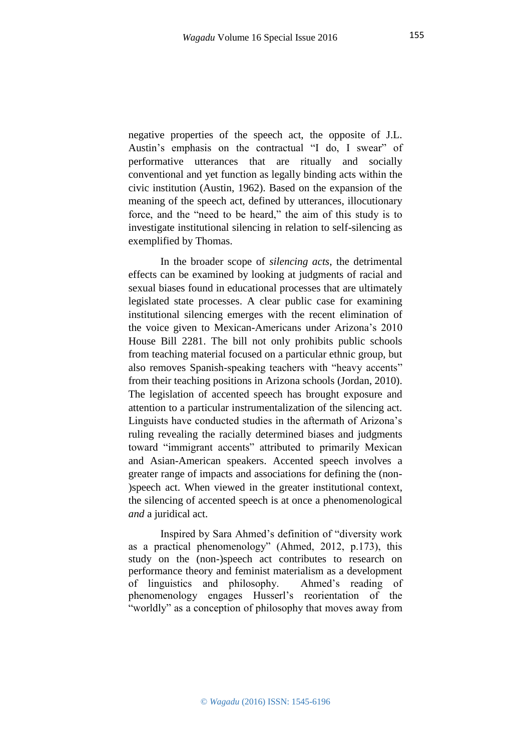negative properties of the speech act, the opposite of J.L. Austin's emphasis on the contractual "I do, I swear" of performative utterances that are ritually and socially conventional and yet function as legally binding acts within the civic institution (Austin, 1962). Based on the expansion of the meaning of the speech act, defined by utterances, illocutionary force, and the "need to be heard," the aim of this study is to investigate institutional silencing in relation to self-silencing as exemplified by Thomas.

In the broader scope of *silencing acts*, the detrimental effects can be examined by looking at judgments of racial and sexual biases found in educational processes that are ultimately legislated state processes. A clear public case for examining institutional silencing emerges with the recent elimination of the voice given to Mexican-Americans under Arizona's 2010 House Bill 2281. The bill not only prohibits public schools from teaching material focused on a particular ethnic group, but also removes Spanish-speaking teachers with "heavy accents" from their teaching positions in Arizona schools (Jordan, 2010). The legislation of accented speech has brought exposure and attention to a particular instrumentalization of the silencing act. Linguists have conducted studies in the aftermath of Arizona's ruling revealing the racially determined biases and judgments toward "immigrant accents" attributed to primarily Mexican and Asian-American speakers. Accented speech involves a greater range of impacts and associations for defining the (non-)speech act. When viewed in the greater institutional context, the silencing of accented speech is at once a phenomenological *and* a juridical act.

Inspired by Sara Ahmed's definition of "diversity work as a practical phenomenology" (Ahmed, 2012, p.173), this study on the (non-)speech act contributes to research on performance theory and feminist materialism as a development of linguistics and philosophy. Ahmed's reading of phenomenology engages Husserl's reorientation of the "worldly" as a conception of philosophy that moves away from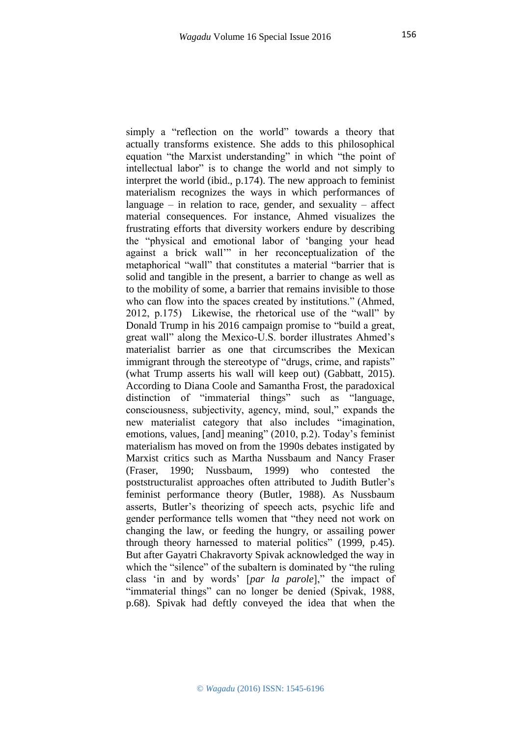simply a “reflection on the world” towards a theory that actually transforms existence. She adds to this philosophical equation “the Marxist understanding” in which “the point of intellectual labor” is to change the world and not simply to interpret the world (ibid., p.174). The new approach to feminist materialism recognizes the ways in which performances of language – in relation to race, gender, and sexuality – affect material consequences. For instance, Ahmed visualizes the frustrating efforts that diversity workers endure by describing the “physical and emotional labor of ‘banging your head against a brick wall’” in her reconceptualization of the metaphorical “wall” that constitutes a material “barrier that is solid and tangible in the present, a barrier to change as well as to the mobility of some, a barrier that remains invisible to those who can flow into the spaces created by institutions.” (Ahmed, 2012, p.175) Likewise, the rhetorical use of the “wall” by Donald Trump in his 2016 campaign promise to “build a great, great wall” along the Mexico-U.S. border illustrates Ahmed’s materialist barrier as one that circumscribes the Mexican immigrant through the stereotype of “drugs, crime, and rapists” (what Trump asserts his wall will keep out) (Gabbatt, 2015). According to Diana Coole and Samantha Frost, the paradoxical distinction of “immaterial things” such as “language, consciousness, subjectivity, agency, mind, soul,” expands the new materialist category that also includes “imagination, emotions, values, [and] meaning” (2010, p.2). Today’s feminist materialism has moved on from the 1990s debates instigated by Marxist critics such as Martha Nussbaum and Nancy Fraser (Fraser, 1990; Nussbaum, 1999) who contested the poststructuralist approaches often attributed to Judith Butler’s feminist performance theory (Butler, 1988). As Nussbaum asserts, Butler’s theorizing of speech acts, psychic life and gender performance tells women that “they need not work on changing the law, or feeding the hungry, or assailing power through theory harnessed to material politics” (1999, p.45). But after Gayatri Chakravorty Spivak acknowledged the way in which the “silence” of the subaltern is dominated by “the ruling class ‘in and by words’ [*par la parole*],” the impact of “immaterial things” can no longer be denied (Spivak, 1988, p.68). Spivak had deftly conveyed the idea that when the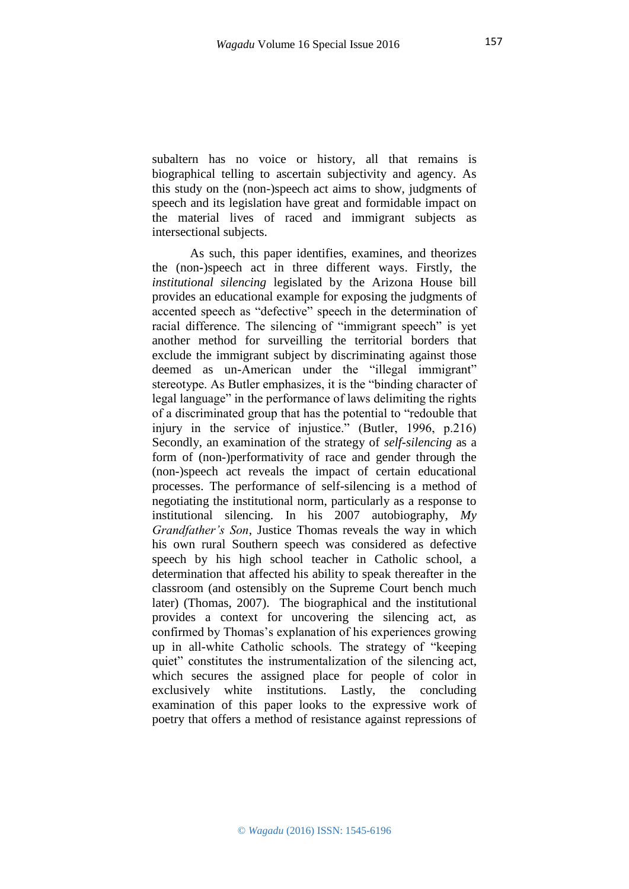subaltern has no voice or history, all that remains is biographical telling to ascertain subjectivity and agency. As this study on the (non-)speech act aims to show, judgments of speech and its legislation have great and formidable impact on the material lives of raced and immigrant subjects as intersectional subjects.

As such, this paper identifies, examines, and theorizes the (non-)speech act in three different ways. Firstly, the *institutional silencing* legislated by the Arizona House bill provides an educational example for exposing the judgments of accented speech as "defective" speech in the determination of racial difference. The silencing of "immigrant speech" is yet another method for surveilling the territorial borders that exclude the immigrant subject by discriminating against those deemed as un-American under the "illegal immigrant" stereotype. As Butler emphasizes, it is the "binding character of legal language" in the performance of laws delimiting the rights of a discriminated group that has the potential to "redouble that injury in the service of injustice." (Butler, 1996, p.216) Secondly, an examination of the strategy of *self-silencing* as a form of (non-)performativity of race and gender through the (non-)speech act reveals the impact of certain educational processes. The performance of self-silencing is a method of negotiating the institutional norm, particularly as a response to institutional silencing. In his 2007 autobiography, *My Grandfather's Son*, Justice Thomas reveals the way in which his own rural Southern speech was considered as defective speech by his high school teacher in Catholic school, a determination that affected his ability to speak thereafter in the classroom (and ostensibly on the Supreme Court bench much later) (Thomas, 2007). The biographical and the institutional provides a context for uncovering the silencing act, as confirmed by Thomas's explanation of his experiences growing up in all-white Catholic schools. The strategy of "keeping quiet" constitutes the instrumentalization of the silencing act, which secures the assigned place for people of color in exclusively white institutions. Lastly, the concluding examination of this paper looks to the expressive work of poetry that offers a method of resistance against repressions of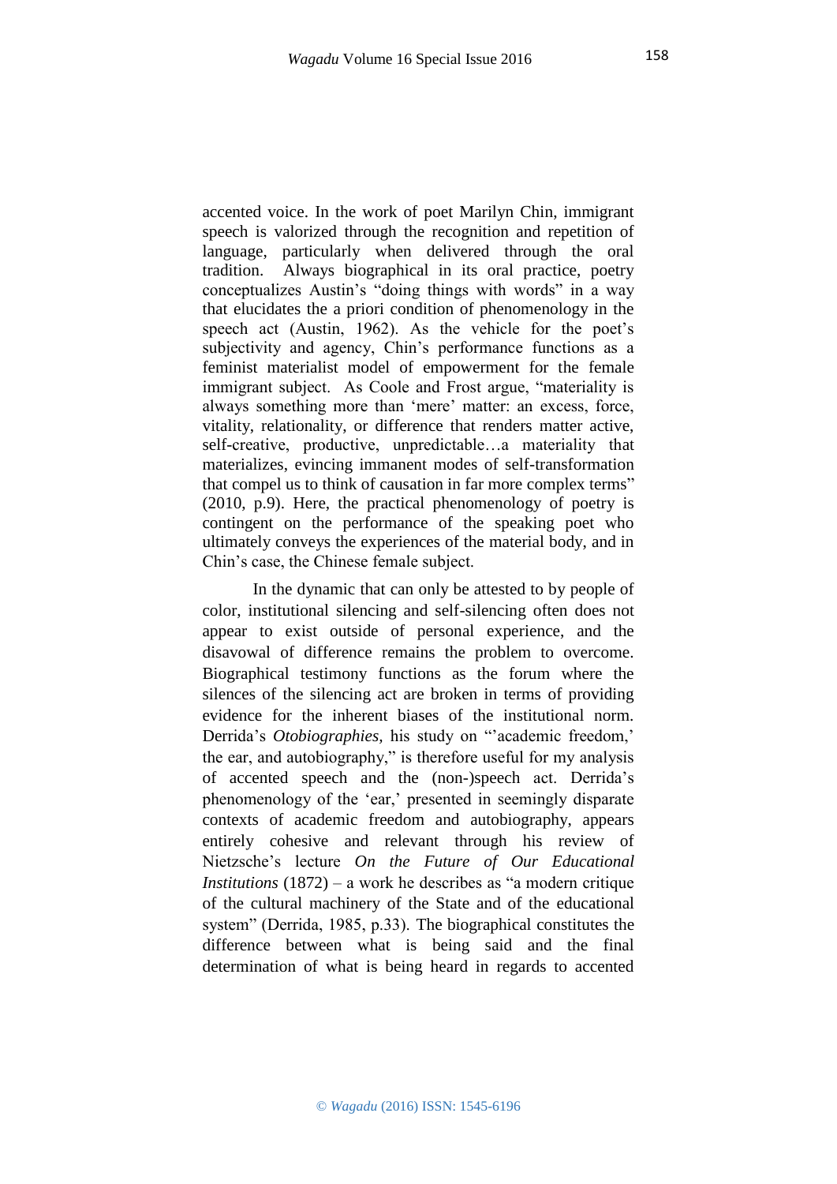accented voice. In the work of poet Marilyn Chin, immigrant speech is valorized through the recognition and repetition of language, particularly when delivered through the oral tradition. Always biographical in its oral practice, poetry conceptualizes Austin's "doing things with words" in a way that elucidates the a priori condition of phenomenology in the speech act (Austin, 1962). As the vehicle for the poet's subjectivity and agency, Chin's performance functions as a feminist materialist model of empowerment for the female immigrant subject. As Coole and Frost argue, "materiality is always something more than 'mere' matter: an excess, force, vitality, relationality, or difference that renders matter active, self-creative, productive, unpredictable…a materiality that materializes, evincing immanent modes of self-transformation that compel us to think of causation in far more complex terms" (2010, p.9). Here, the practical phenomenology of poetry is contingent on the performance of the speaking poet who ultimately conveys the experiences of the material body, and in Chin's case, the Chinese female subject.

In the dynamic that can only be attested to by people of color, institutional silencing and self-silencing often does not appear to exist outside of personal experience, and the disavowal of difference remains the problem to overcome. Biographical testimony functions as the forum where the silences of the silencing act are broken in terms of providing evidence for the inherent biases of the institutional norm. Derrida's *Otobiographies,* his study on "'academic freedom,' the ear, and autobiography," is therefore useful for my analysis of accented speech and the (non-)speech act. Derrida's phenomenology of the 'ear,' presented in seemingly disparate contexts of academic freedom and autobiography, appears entirely cohesive and relevant through his review of Nietzsche's lecture *On the Future of Our Educational Institutions* (1872) – a work he describes as "a modern critique of the cultural machinery of the State and of the educational system" (Derrida, 1985, p.33). The biographical constitutes the difference between what is being said and the final determination of what is being heard in regards to accented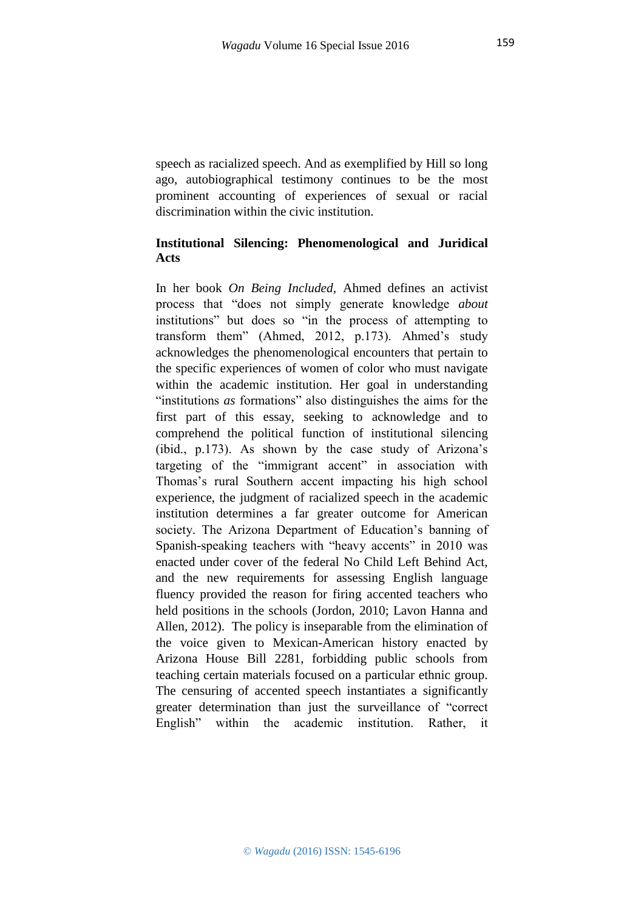speech as racialized speech. And as exemplified by Hill so long ago, autobiographical testimony continues to be the most prominent accounting of experiences of sexual or racial discrimination within the civic institution.

## Institutional Silencing: Phenomenological and Juridical Acts

In her book *On Being Included,* Ahmed defines an activist process that "does not simply generate knowledge *about* institutions" but does so "in the process of attempting to transform them" (Ahmed, 2012, p.173). Ahmed's study acknowledges the phenomenological encounters that pertain to the specific experiences of women of color who must navigate within the academic institution. Her goal in understanding "institutions *as* formations" also distinguishes the aims for the first part of this essay, seeking to acknowledge and to comprehend the political function of institutional silencing (ibid., p.173). As shown by the case study of Arizona's targeting of the "immigrant accent" in association with Thomas's rural Southern accent impacting his high school experience, the judgment of racialized speech in the academic institution determines a far greater outcome for American society. The Arizona Department of Education's banning of Spanish-speaking teachers with "heavy accents" in 2010 was enacted under cover of the federal No Child Left Behind Act, and the new requirements for assessing English language fluency provided the reason for firing accented teachers who held positions in the schools (Jordon, 2010; Lavon Hanna and Allen, 2012). The policy is inseparable from the elimination of the voice given to Mexican-American history enacted by Arizona House Bill 2281, forbidding public schools from teaching certain materials focused on a particular ethnic group. The censuring of accented speech instantiates a significantly greater determination than just the surveillance of "correct English" within the academic institution. Rather, it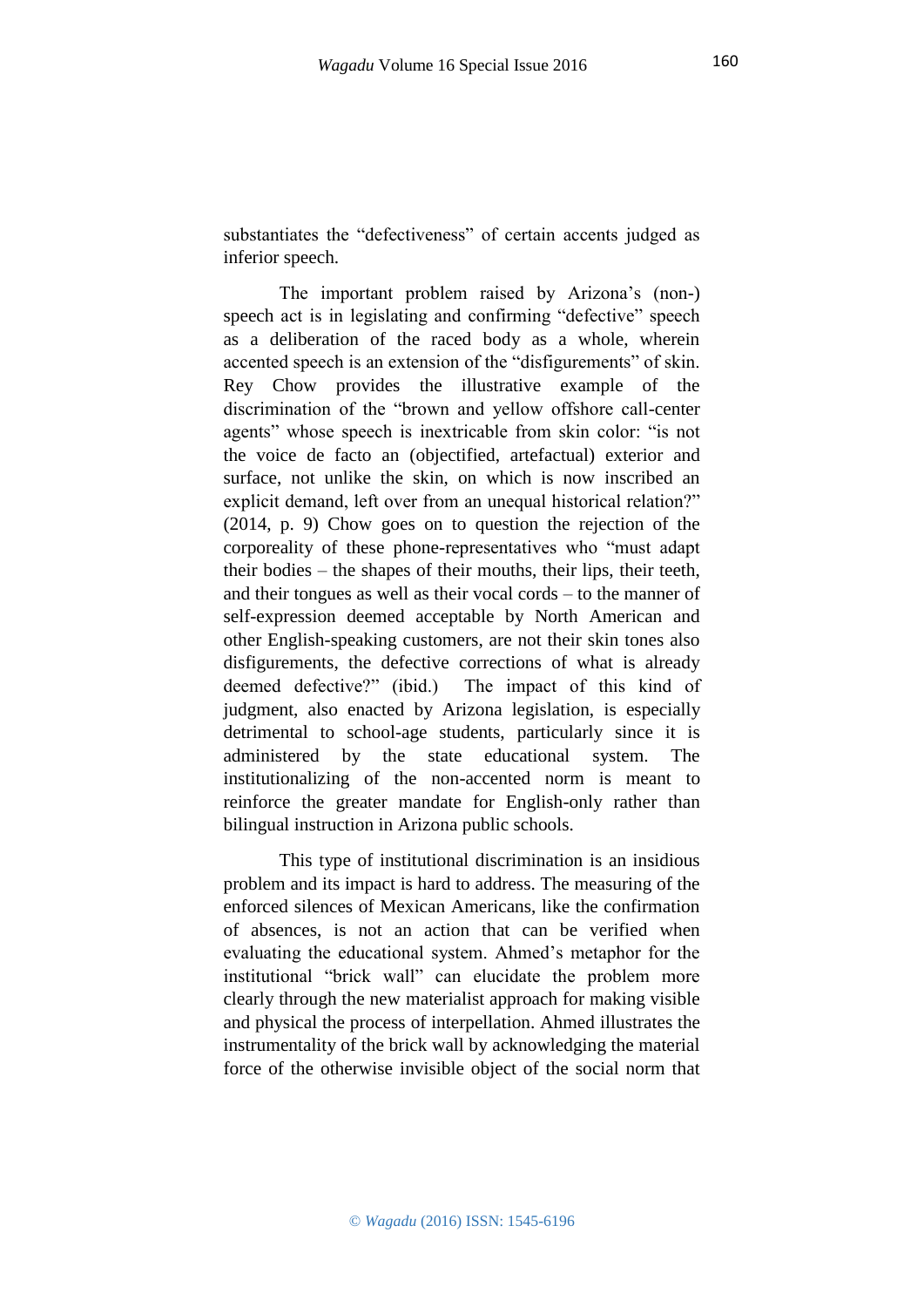substantiates the “defectiveness” of certain accents judged as inferior speech.

The important problem raised by Arizona’s (non-) speech act is in legislating and confirming “defective” speech as a deliberation of the raced body as a whole, wherein accented speech is an extension of the “disfigurements” of skin. Rey Chow provides the illustrative example of the discrimination of the “brown and yellow offshore call-center agents” whose speech is inextricable from skin color: “is not the voice de facto an (objectified, artefactual) exterior and surface, not unlike the skin, on which is now inscribed an explicit demand, left over from an unequal historical relation?” (2014, p. 9) Chow goes on to question the rejection of the corporeality of these phone-representatives who “must adapt their bodies – the shapes of their mouths, their lips, their teeth, and their tongues as well as their vocal cords – to the manner of self-expression deemed acceptable by North American and other English-speaking customers, are not their skin tones also disfigurements, the defective corrections of what is already deemed defective?” (ibid.) The impact of this kind of judgment, also enacted by Arizona legislation, is especially detrimental to school-age students, particularly since it is administered by the state educational system. The institutionalizing of the non-accented norm is meant to reinforce the greater mandate for English-only rather than bilingual instruction in Arizona public schools.

This type of institutional discrimination is an insidious problem and its impact is hard to address. The measuring of the enforced silences of Mexican Americans, like the confirmation of absences, is not an action that can be verified when evaluating the educational system. Ahmed’s metaphor for the institutional “brick wall” can elucidate the problem more clearly through the new materialist approach for making visible and physical the process of interpellation. Ahmed illustrates the instrumentality of the brick wall by acknowledging the material force of the otherwise invisible object of the social norm that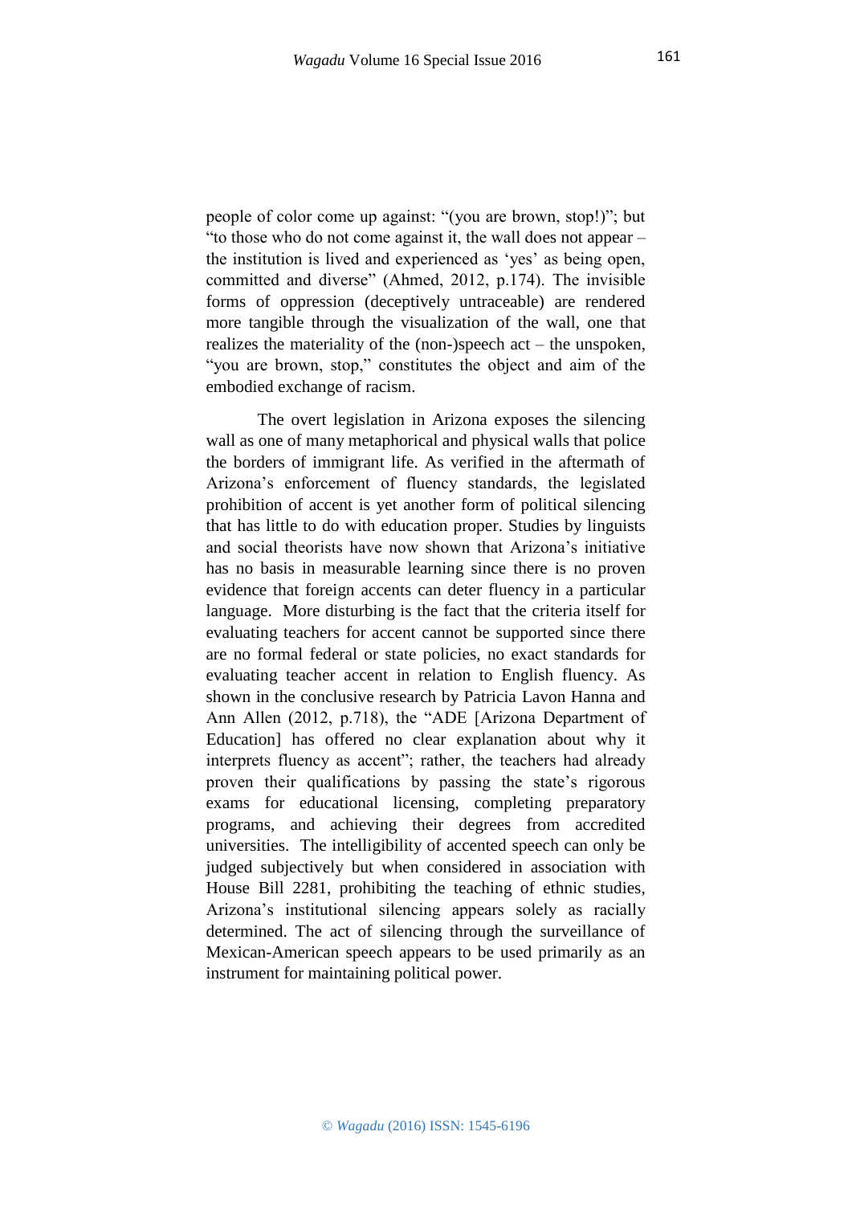people of color come up against: "(you are brown, stop!)"; but "to those who do not come against it, the wall does not appear – the institution is lived and experienced as 'yes' as being open, committed and diverse" (Ahmed, 2012, p.174). The invisible forms of oppression (deceptively untraceable) are rendered more tangible through the visualization of the wall, one that realizes the materiality of the (non-)speech act – the unspoken, "you are brown, stop," constitutes the object and aim of the embodied exchange of racism.

The overt legislation in Arizona exposes the silencing wall as one of many metaphorical and physical walls that police the borders of immigrant life. As verified in the aftermath of Arizona's enforcement of fluency standards, the legislated prohibition of accent is yet another form of political silencing that has little to do with education proper. Studies by linguists and social theorists have now shown that Arizona's initiative has no basis in measurable learning since there is no proven evidence that foreign accents can deter fluency in a particular language. More disturbing is the fact that the criteria itself for evaluating teachers for accent cannot be supported since there are no formal federal or state policies, no exact standards for evaluating teacher accent in relation to English fluency. As shown in the conclusive research by Patricia Lavon Hanna and Ann Allen (2012, p.718), the "ADE [Arizona Department of Education] has offered no clear explanation about why it interprets fluency as accent"; rather, the teachers had already proven their qualifications by passing the state's rigorous exams for educational licensing, completing preparatory programs, and achieving their degrees from accredited universities. The intelligibility of accented speech can only be judged subjectively but when considered in association with House Bill 2281, prohibiting the teaching of ethnic studies, Arizona's institutional silencing appears solely as racially determined. The act of silencing through the surveillance of Mexican-American speech appears to be used primarily as an instrument for maintaining political power.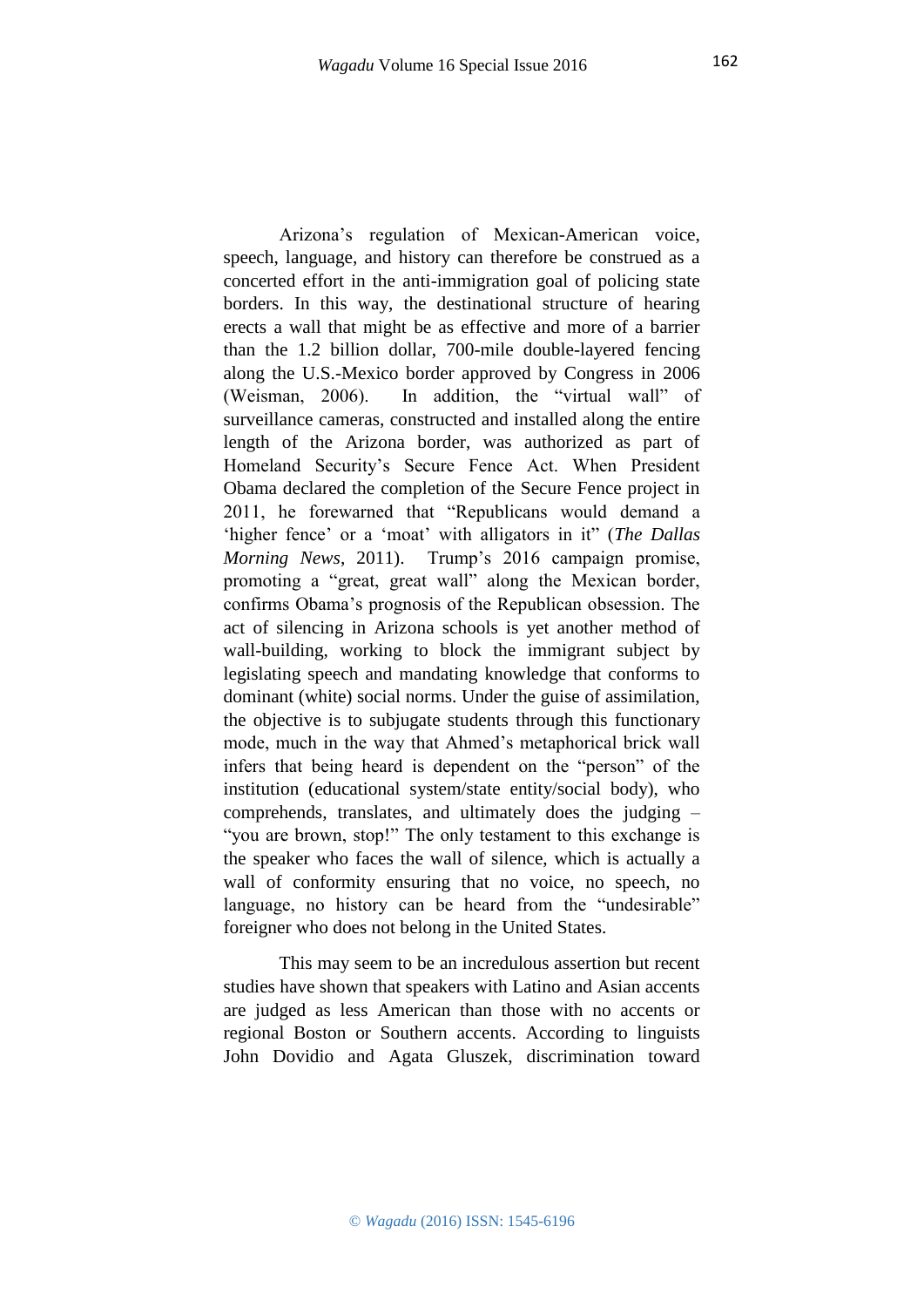Arizona's regulation of Mexican-American voice, speech, language, and history can therefore be construed as a concerted effort in the anti-immigration goal of policing state borders. In this way, the destinational structure of hearing erects a wall that might be as effective and more of a barrier than the 1.2 billion dollar, 700-mile double-layered fencing along the U.S.-Mexico border approved by Congress in 2006 (Weisman, 2006). In addition, the "virtual wall" of surveillance cameras, constructed and installed along the entire length of the Arizona border, was authorized as part of Homeland Security's Secure Fence Act. When President Obama declared the completion of the Secure Fence project in 2011, he forewarned that "Republicans would demand a 'higher fence' or a 'moat' with alligators in it" (*The Dallas Morning News*, 2011). Trump's 2016 campaign promise, promoting a "great, great wall" along the Mexican border, confirms Obama's prognosis of the Republican obsession. The act of silencing in Arizona schools is yet another method of wall-building, working to block the immigrant subject by legislating speech and mandating knowledge that conforms to dominant (white) social norms. Under the guise of assimilation, the objective is to subjugate students through this functionary mode, much in the way that Ahmed's metaphorical brick wall infers that being heard is dependent on the "person" of the institution (educational system/state entity/social body), who comprehends, translates, and ultimately does the judging – "you are brown, stop!" The only testament to this exchange is the speaker who faces the wall of silence, which is actually a wall of conformity ensuring that no voice, no speech, no language, no history can be heard from the "undesirable" foreigner who does not belong in the United States.

This may seem to be an incredulous assertion but recent studies have shown that speakers with Latino and Asian accents are judged as less American than those with no accents or regional Boston or Southern accents. According to linguists John Dovidio and Agata Gluszek, discrimination toward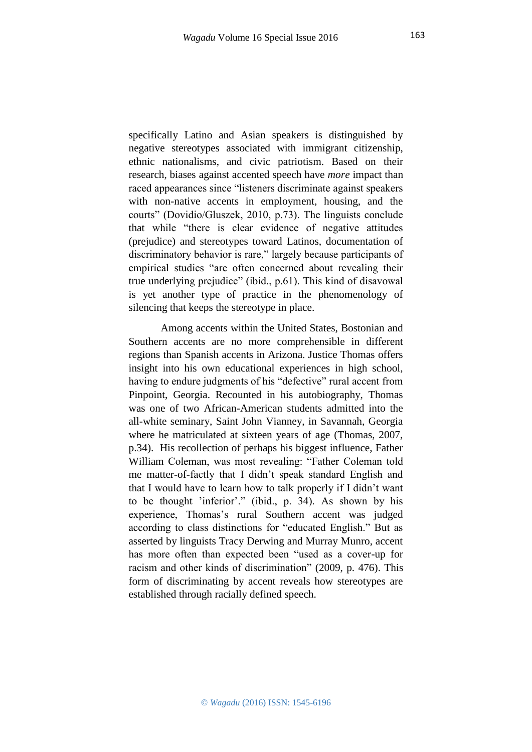specifically Latino and Asian speakers is distinguished by negative stereotypes associated with immigrant citizenship, ethnic nationalisms, and civic patriotism. Based on their research, biases against accented speech have *more* impact than raced appearances since "listeners discriminate against speakers with non-native accents in employment, housing, and the courts" (Dovidio/Gluszek, 2010, p.73). The linguists conclude that while "there is clear evidence of negative attitudes (prejudice) and stereotypes toward Latinos, documentation of discriminatory behavior is rare," largely because participants of empirical studies "are often concerned about revealing their true underlying prejudice" (ibid., p.61). This kind of disavowal is yet another type of practice in the phenomenology of silencing that keeps the stereotype in place.

Among accents within the United States, Bostonian and Southern accents are no more comprehensible in different regions than Spanish accents in Arizona. Justice Thomas offers insight into his own educational experiences in high school, having to endure judgments of his "defective" rural accent from Pinpoint, Georgia. Recounted in his autobiography, Thomas was one of two African-American students admitted into the all-white seminary, Saint John Vianney, in Savannah, Georgia where he matriculated at sixteen years of age (Thomas, 2007, p.34). His recollection of perhaps his biggest influence, Father William Coleman, was most revealing: "Father Coleman told me matter-of-factly that I didn't speak standard English and that I would have to learn how to talk properly if I didn't want to be thought 'inferior'." (ibid., p. 34). As shown by his experience, Thomas's rural Southern accent was judged according to class distinctions for "educated English." But as asserted by linguists Tracy Derwing and Murray Munro, accent has more often than expected been "used as a cover-up for racism and other kinds of discrimination" (2009, p. 476). This form of discriminating by accent reveals how stereotypes are established through racially defined speech.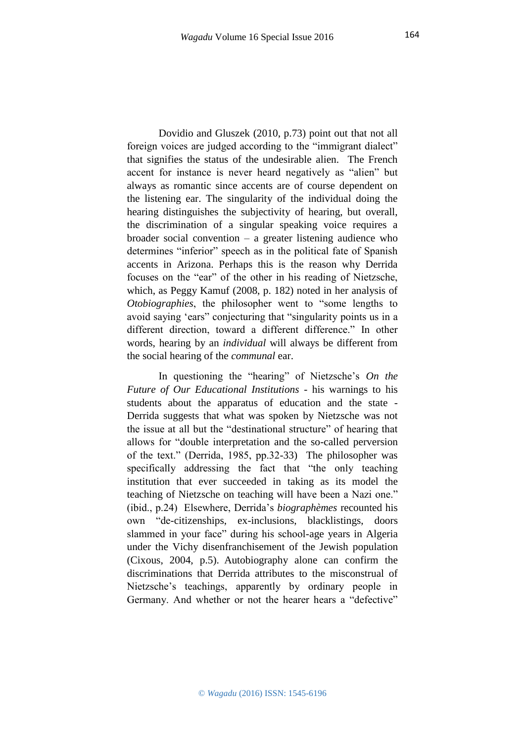Dovidio and Gluszek (2010, p.73) point out that not all foreign voices are judged according to the "immigrant dialect" that signifies the status of the undesirable alien. The French accent for instance is never heard negatively as "alien" but always as romantic since accents are of course dependent on the listening ear. The singularity of the individual doing the hearing distinguishes the subjectivity of hearing, but overall, the discrimination of a singular speaking voice requires a broader social convention – a greater listening audience who determines "inferior" speech as in the political fate of Spanish accents in Arizona. Perhaps this is the reason why Derrida focuses on the "ear" of the other in his reading of Nietzsche, which, as Peggy Kamuf (2008, p. 182) noted in her analysis of *Otobiographies*, the philosopher went to "some lengths to avoid saying 'ears" conjecturing that "singularity points us in a different direction, toward a different difference." In other words, hearing by an *individual* will always be different from the social hearing of the *communal* ear.

In questioning the "hearing" of Nietzsche's *On the Future of Our Educational Institutions* - his warnings to his students about the apparatus of education and the state - Derrida suggests that what was spoken by Nietzsche was not the issue at all but the "destinational structure" of hearing that allows for "double interpretation and the so-called perversion of the text." (Derrida, 1985, pp.32-33) The philosopher was specifically addressing the fact that "the only teaching institution that ever succeeded in taking as its model the teaching of Nietzsche on teaching will have been a Nazi one." (ibid., p.24) Elsewhere, Derrida's *biographèmes* recounted his own "de-citizenships, ex-inclusions, blacklistings, doors slammed in your face" during his school-age years in Algeria under the Vichy disenfranchisement of the Jewish population (Cixous, 2004, p.5). Autobiography alone can confirm the discriminations that Derrida attributes to the misconstrual of Nietzsche's teachings, apparently by ordinary people in Germany. And whether or not the hearer hears a "defective"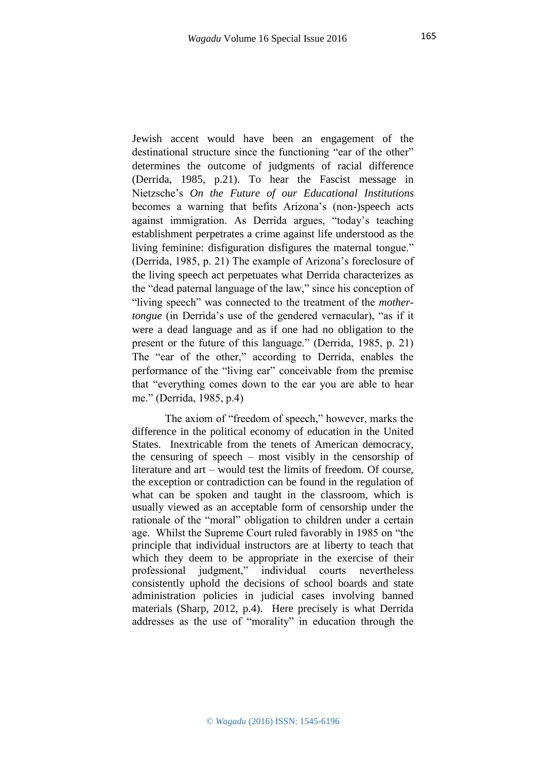Jewish accent would have been an engagement of the destinational structure since the functioning "ear of the other" determines the outcome of judgments of racial difference (Derrida, 1985, p.21). To hear the Fascist message in Nietzsche's *On the Future of our Educational Institutions* becomes a warning that befits Arizona's (non-)speech acts against immigration. As Derrida argues, "today's teaching establishment perpetrates a crime against life understood as the living feminine: disfiguration disfigures the maternal tongue." (Derrida, 1985, p. 21) The example of Arizona's foreclosure of the living speech act perpetuates what Derrida characterizes as the "dead paternal language of the law," since his conception of "living speech" was connected to the treatment of the *mother-tongue* (in Derrida's use of the gendered vernacular), "as if it were a dead language and as if one had no obligation to the present or the future of this language." (Derrida, 1985, p. 21) The "ear of the other," according to Derrida, enables the performance of the "living ear" conceivable from the premise that "everything comes down to the ear you are able to hear me." (Derrida, 1985, p.4)

The axiom of "freedom of speech," however, marks the difference in the political economy of education in the United States. Inextricable from the tenets of American democracy, the censuring of speech – most visibly in the censorship of literature and art – would test the limits of freedom. Of course, the exception or contradiction can be found in the regulation of what can be spoken and taught in the classroom, which is usually viewed as an acceptable form of censorship under the rationale of the "moral" obligation to children under a certain age. Whilst the Supreme Court ruled favorably in 1985 on "the principle that individual instructors are at liberty to teach that which they deem to be appropriate in the exercise of their professional judgment," individual courts nevertheless consistently uphold the decisions of school boards and state administration policies in judicial cases involving banned materials (Sharp, 2012, p.4). Here precisely is what Derrida addresses as the use of "morality" in education through the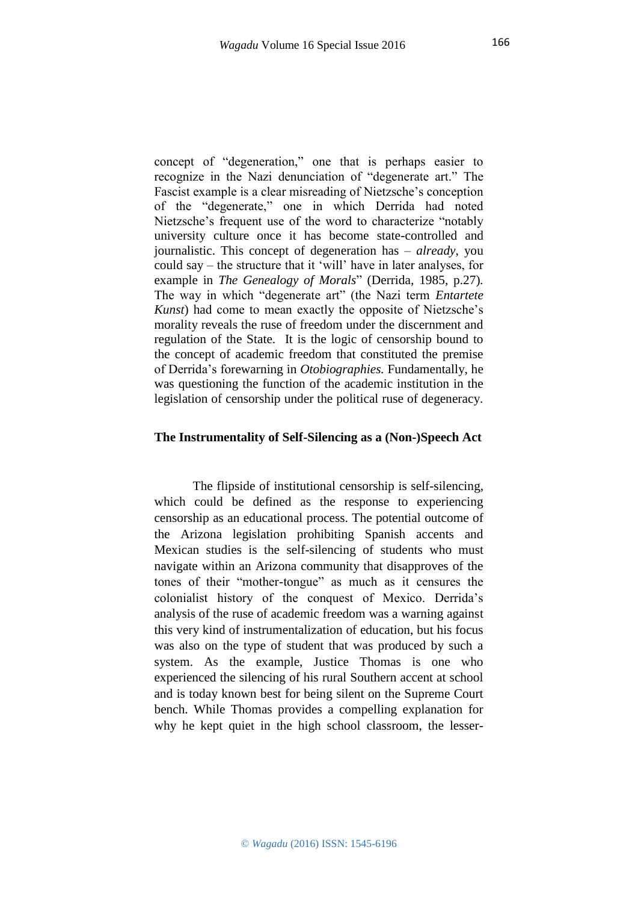concept of "degeneration," one that is perhaps easier to recognize in the Nazi denunciation of "degenerate art." The Fascist example is a clear misreading of Nietzsche's conception of the "degenerate," one in which Derrida had noted Nietzsche's frequent use of the word to characterize "notably university culture once it has become state-controlled and journalistic. This concept of degeneration has – *already*, you could say – the structure that it 'will' have in later analyses, for example in *The Genealogy of Morals*" (Derrida, 1985, p.27). The way in which "degenerate art" (the Nazi term *Entartete Kunst*) had come to mean exactly the opposite of Nietzsche's morality reveals the ruse of freedom under the discernment and regulation of the State. It is the logic of censorship bound to the concept of academic freedom that constituted the premise of Derrida's forewarning in *Otobiographies.* Fundamentally, he was questioning the function of the academic institution in the legislation of censorship under the political ruse of degeneracy.

**The Instrumentality of Self-Silencing as a (Non-)Speech Act**

The flipside of institutional censorship is self-silencing, which could be defined as the response to experiencing censorship as an educational process. The potential outcome of the Arizona legislation prohibiting Spanish accents and Mexican studies is the self-silencing of students who must navigate within an Arizona community that disapproves of the tones of their "mother-tongue" as much as it censures the colonialist history of the conquest of Mexico. Derrida's analysis of the ruse of academic freedom was a warning against this very kind of instrumentalization of education, but his focus was also on the type of student that was produced by such a system. As the example, Justice Thomas is one who experienced the silencing of his rural Southern accent at school and is today known best for being silent on the Supreme Court bench. While Thomas provides a compelling explanation for why he kept quiet in the high school classroom, the lesser-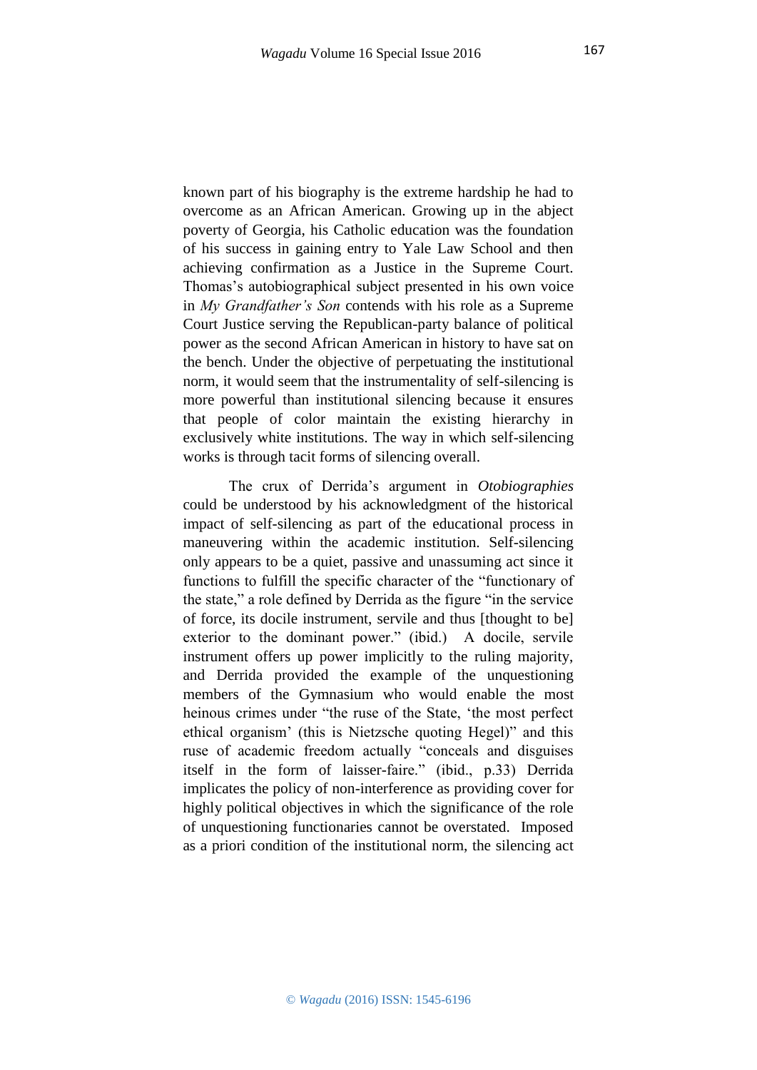known part of his biography is the extreme hardship he had to overcome as an African American. Growing up in the abject poverty of Georgia, his Catholic education was the foundation of his success in gaining entry to Yale Law School and then achieving confirmation as a Justice in the Supreme Court. Thomas's autobiographical subject presented in his own voice in *My Grandfather's Son* contends with his role as a Supreme Court Justice serving the Republican-party balance of political power as the second African American in history to have sat on the bench. Under the objective of perpetuating the institutional norm, it would seem that the instrumentality of self-silencing is more powerful than institutional silencing because it ensures that people of color maintain the existing hierarchy in exclusively white institutions. The way in which self-silencing works is through tacit forms of silencing overall.

The crux of Derrida's argument in *Otobiographies* could be understood by his acknowledgment of the historical impact of self-silencing as part of the educational process in maneuvering within the academic institution. Self-silencing only appears to be a quiet, passive and unassuming act since it functions to fulfill the specific character of the "functionary of the state," a role defined by Derrida as the figure "in the service of force, its docile instrument, servile and thus [thought to be] exterior to the dominant power." (ibid.) A docile, servile instrument offers up power implicitly to the ruling majority, and Derrida provided the example of the unquestioning members of the Gymnasium who would enable the most heinous crimes under "the ruse of the State, 'the most perfect ethical organism' (this is Nietzsche quoting Hegel)" and this ruse of academic freedom actually "conceals and disguises itself in the form of laisser-faire." (ibid., p.33) Derrida implicates the policy of non-interference as providing cover for highly political objectives in which the significance of the role of unquestioning functionaries cannot be overstated. Imposed as a priori condition of the institutional norm, the silencing act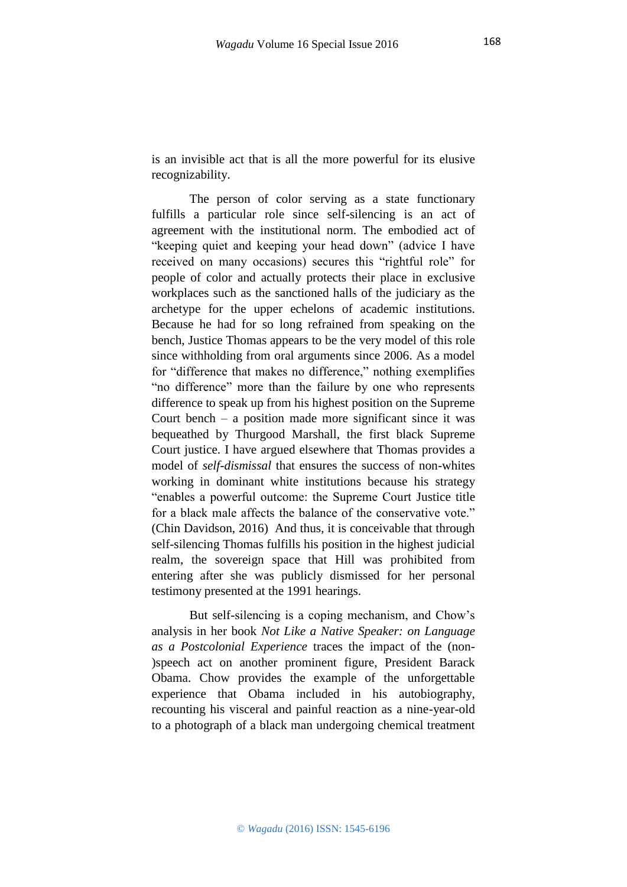is an invisible act that is all the more powerful for its elusive recognizability.

The person of color serving as a state functionary fulfills a particular role since self-silencing is an act of agreement with the institutional norm. The embodied act of "keeping quiet and keeping your head down" (advice I have received on many occasions) secures this "rightful role" for people of color and actually protects their place in exclusive workplaces such as the sanctioned halls of the judiciary as the archetype for the upper echelons of academic institutions. Because he had for so long refrained from speaking on the bench, Justice Thomas appears to be the very model of this role since withholding from oral arguments since 2006. As a model for "difference that makes no difference," nothing exemplifies "no difference" more than the failure by one who represents difference to speak up from his highest position on the Supreme Court bench – a position made more significant since it was bequeathed by Thurgood Marshall, the first black Supreme Court justice. I have argued elsewhere that Thomas provides a model of *self-dismissal* that ensures the success of non-whites working in dominant white institutions because his strategy "enables a powerful outcome: the Supreme Court Justice title for a black male affects the balance of the conservative vote." (Chin Davidson, 2016) And thus, it is conceivable that through self-silencing Thomas fulfills his position in the highest judicial realm, the sovereign space that Hill was prohibited from entering after she was publicly dismissed for her personal testimony presented at the 1991 hearings.

But self-silencing is a coping mechanism, and Chow's analysis in her book *Not Like a Native Speaker: on Language as a Postcolonial Experience* traces the impact of the (non-)speech act on another prominent figure, President Barack Obama. Chow provides the example of the unforgettable experience that Obama included in his autobiography, recounting his visceral and painful reaction as a nine-year-old to a photograph of a black man undergoing chemical treatment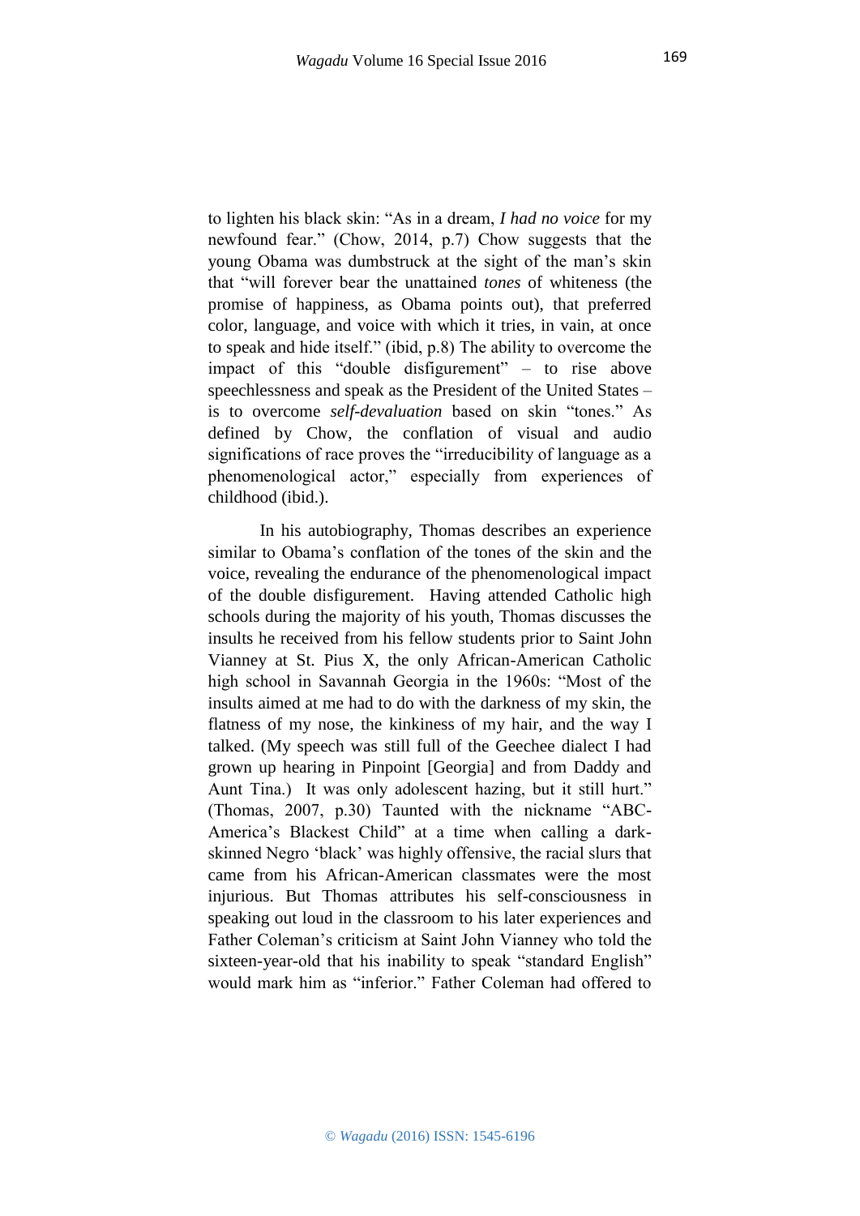to lighten his black skin: "As in a dream, *I had no voice* for my newfound fear." (Chow, 2014, p.7) Chow suggests that the young Obama was dumbstruck at the sight of the man's skin that "will forever bear the unattained *tones* of whiteness (the promise of happiness, as Obama points out), that preferred color, language, and voice with which it tries, in vain, at once to speak and hide itself." (ibid, p.8) The ability to overcome the impact of this "double disfigurement" – to rise above speechlessness and speak as the President of the United States – is to overcome *self-devaluation* based on skin "tones." As defined by Chow, the conflation of visual and audio significations of race proves the "irreducibility of language as a phenomenological actor," especially from experiences of childhood (ibid.).

In his autobiography, Thomas describes an experience similar to Obama's conflation of the tones of the skin and the voice, revealing the endurance of the phenomenological impact of the double disfigurement. Having attended Catholic high schools during the majority of his youth, Thomas discusses the insults he received from his fellow students prior to Saint John Vianney at St. Pius X, the only African-American Catholic high school in Savannah Georgia in the 1960s: "Most of the insults aimed at me had to do with the darkness of my skin, the flatness of my nose, the kinkiness of my hair, and the way I talked. (My speech was still full of the Geechee dialect I had grown up hearing in Pinpoint [Georgia] and from Daddy and Aunt Tina.) It was only adolescent hazing, but it still hurt." (Thomas, 2007, p.30) Taunted with the nickname "ABC-America's Blackest Child" at a time when calling a dark-skinned Negro 'black' was highly offensive, the racial slurs that came from his African-American classmates were the most injurious. But Thomas attributes his self-consciousness in speaking out loud in the classroom to his later experiences and Father Coleman's criticism at Saint John Vianney who told the sixteen-year-old that his inability to speak "standard English" would mark him as "inferior." Father Coleman had offered to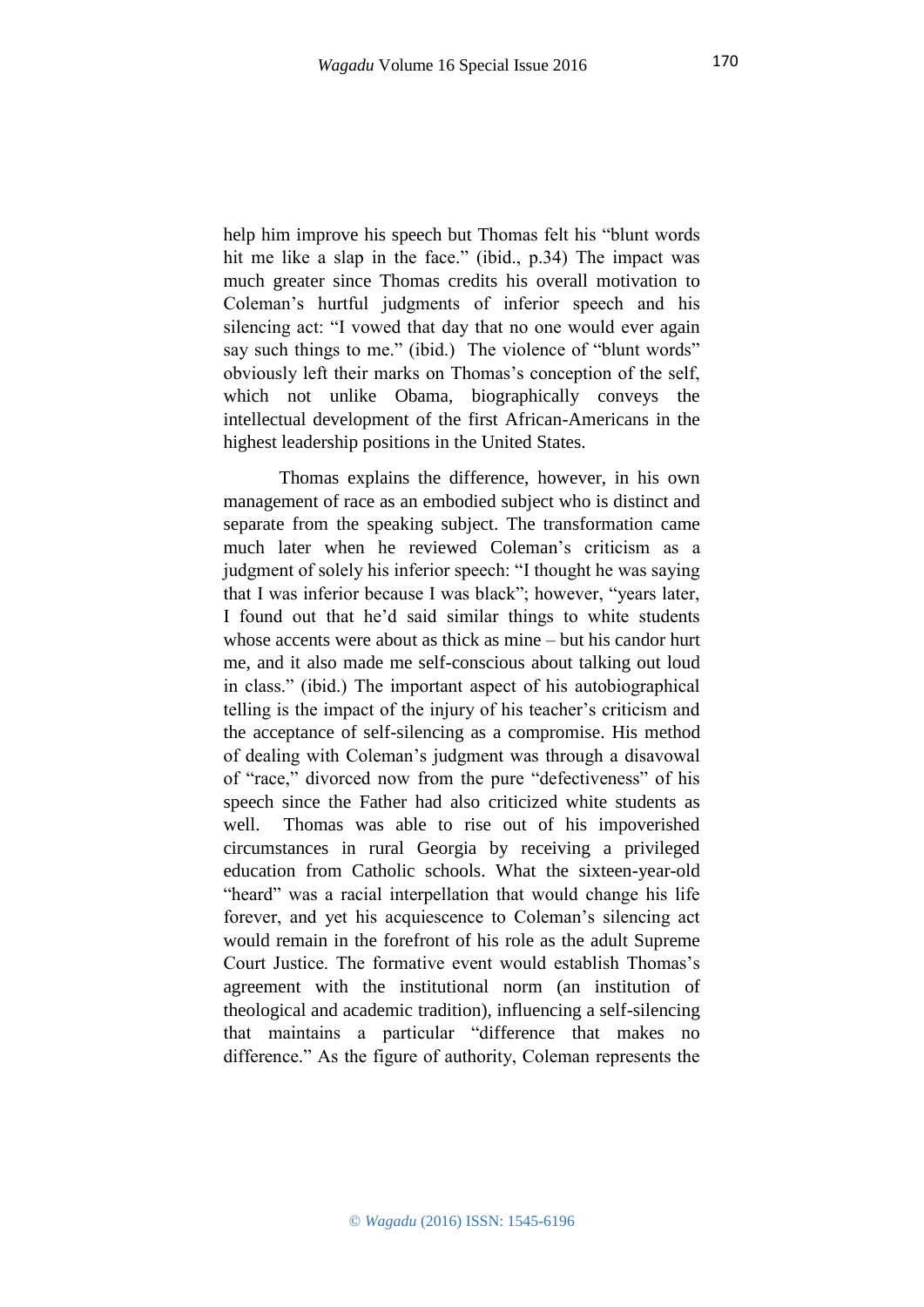help him improve his speech but Thomas felt his "blunt words hit me like a slap in the face." (ibid., p.34) The impact was much greater since Thomas credits his overall motivation to Coleman's hurtful judgments of inferior speech and his silencing act: "I vowed that day that no one would ever again say such things to me." (ibid.) The violence of "blunt words" obviously left their marks on Thomas's conception of the self, which not unlike Obama, biographically conveys the intellectual development of the first African-Americans in the highest leadership positions in the United States.

Thomas explains the difference, however, in his own management of race as an embodied subject who is distinct and separate from the speaking subject. The transformation came much later when he reviewed Coleman's criticism as a judgment of solely his inferior speech: "I thought he was saying that I was inferior because I was black"; however, "years later, I found out that he'd said similar things to white students whose accents were about as thick as mine – but his candor hurt me, and it also made me self-conscious about talking out loud in class." (ibid.) The important aspect of his autobiographical telling is the impact of the injury of his teacher's criticism and the acceptance of self-silencing as a compromise. His method of dealing with Coleman's judgment was through a disavowal of "race," divorced now from the pure "defectiveness" of his speech since the Father had also criticized white students as well. Thomas was able to rise out of his impoverished circumstances in rural Georgia by receiving a privileged education from Catholic schools. What the sixteen-year-old "heard" was a racial interpellation that would change his life forever, and yet his acquiescence to Coleman's silencing act would remain in the forefront of his role as the adult Supreme Court Justice. The formative event would establish Thomas's agreement with the institutional norm (an institution of theological and academic tradition), influencing a self-silencing that maintains a particular "difference that makes no difference." As the figure of authority, Coleman represents the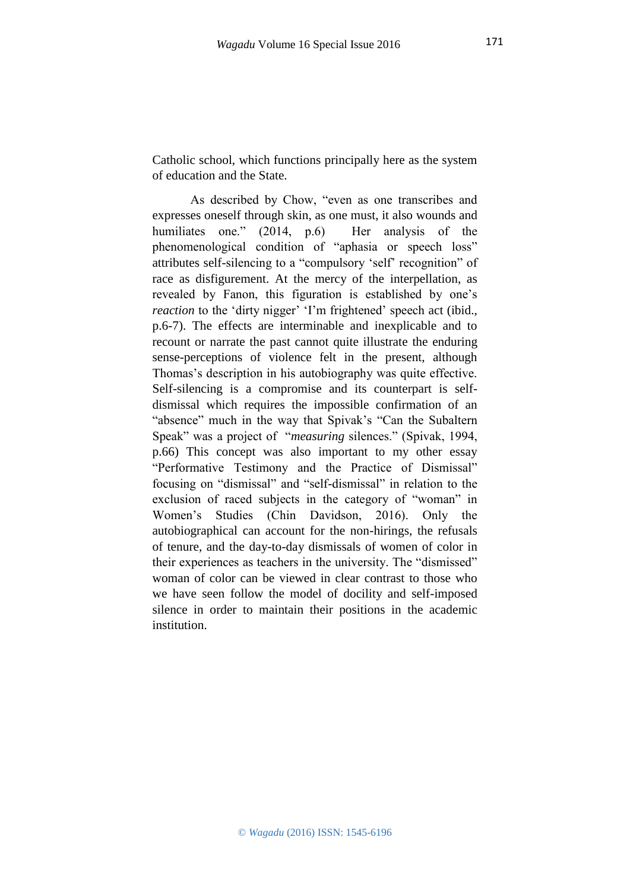Catholic school, which functions principally here as the system of education and the State.

As described by Chow, "even as one transcribes and expresses oneself through skin, as one must, it also wounds and humiliates one." (2014, p.6) Her analysis of the phenomenological condition of "aphasia or speech loss" attributes self-silencing to a "compulsory 'self' recognition" of race as disfigurement. At the mercy of the interpellation, as revealed by Fanon, this figuration is established by one's *reaction* to the 'dirty nigger' 'I'm frightened' speech act (ibid., p.6-7). The effects are interminable and inexplicable and to recount or narrate the past cannot quite illustrate the enduring sense-perceptions of violence felt in the present, although Thomas's description in his autobiography was quite effective. Self-silencing is a compromise and its counterpart is self-dismissal which requires the impossible confirmation of an "absence" much in the way that Spivak's "Can the Subaltern Speak" was a project of "*measuring* silences." (Spivak, 1994, p.66) This concept was also important to my other essay "Performative Testimony and the Practice of Dismissal" focusing on "dismissal" and "self-dismissal" in relation to the exclusion of raced subjects in the category of "woman" in Women's Studies (Chin Davidson, 2016). Only the autobiographical can account for the non-hirings, the refusals of tenure, and the day-to-day dismissals of women of color in their experiences as teachers in the university. The "dismissed" woman of color can be viewed in clear contrast to those who we have seen follow the model of docility and self-imposed silence in order to maintain their positions in the academic institution.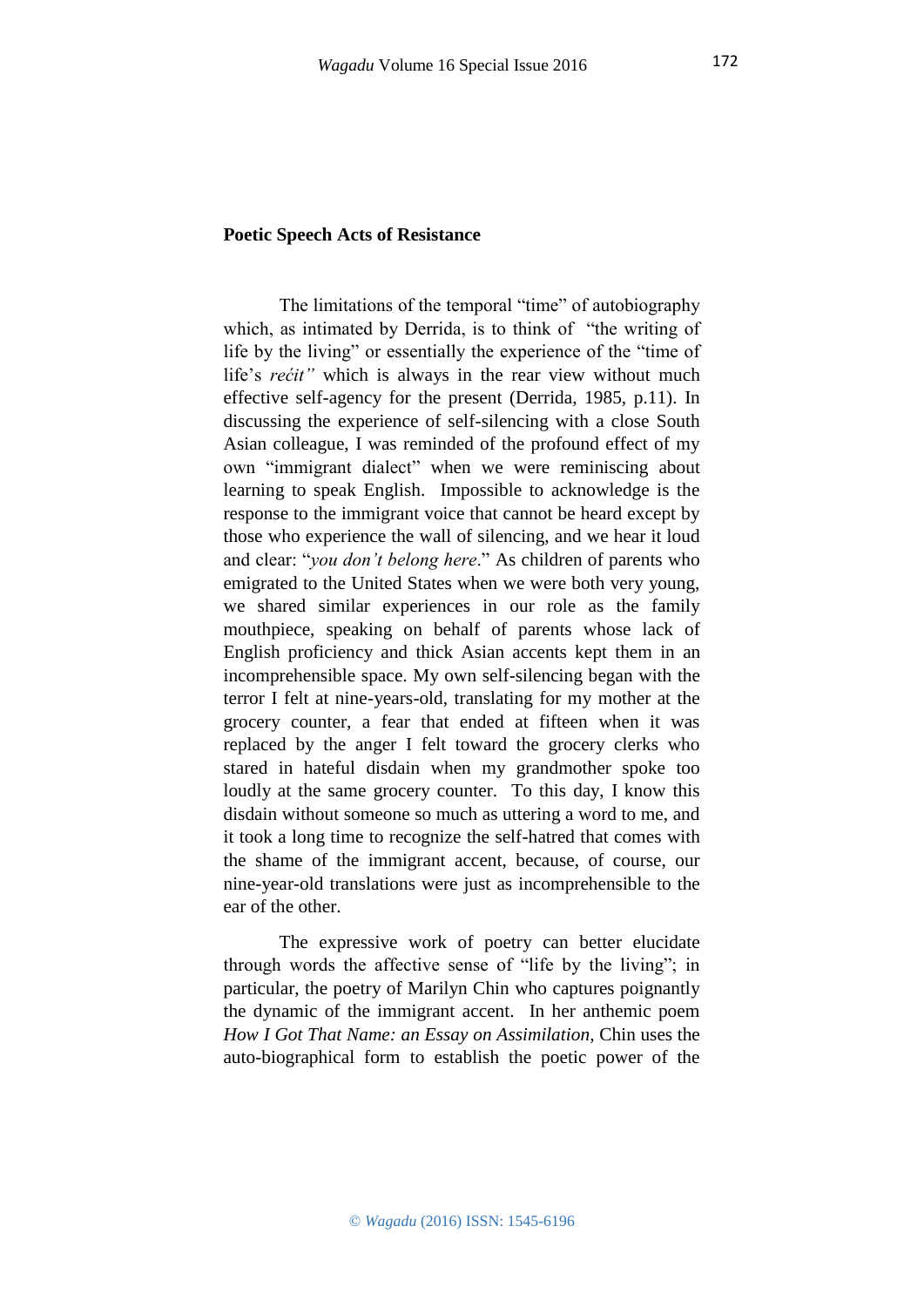**Poetic Speech Acts of Resistance**

The limitations of the temporal "time" of autobiography which, as intimated by Derrida, is to think of "the writing of life by the living" or essentially the experience of the "time of life's *rećit"* which is always in the rear view without much effective self-agency for the present (Derrida, 1985, p.11). In discussing the experience of self-silencing with a close South Asian colleague, I was reminded of the profound effect of my own "immigrant dialect" when we were reminiscing about learning to speak English. Impossible to acknowledge is the response to the immigrant voice that cannot be heard except by those who experience the wall of silencing, and we hear it loud and clear: "*you don't belong here*." As children of parents who emigrated to the United States when we were both very young, we shared similar experiences in our role as the family mouthpiece, speaking on behalf of parents whose lack of English proficiency and thick Asian accents kept them in an incomprehensible space. My own self-silencing began with the terror I felt at nine-years-old, translating for my mother at the grocery counter, a fear that ended at fifteen when it was replaced by the anger I felt toward the grocery clerks who stared in hateful disdain when my grandmother spoke too loudly at the same grocery counter. To this day, I know this disdain without someone so much as uttering a word to me, and it took a long time to recognize the self-hatred that comes with the shame of the immigrant accent, because, of course, our nine-year-old translations were just as incomprehensible to the ear of the other.

The expressive work of poetry can better elucidate through words the affective sense of "life by the living"; in particular, the poetry of Marilyn Chin who captures poignantly the dynamic of the immigrant accent. In her anthemic poem *How I Got That Name: an Essay on Assimilation,* Chin uses the auto-biographical form to establish the poetic power of the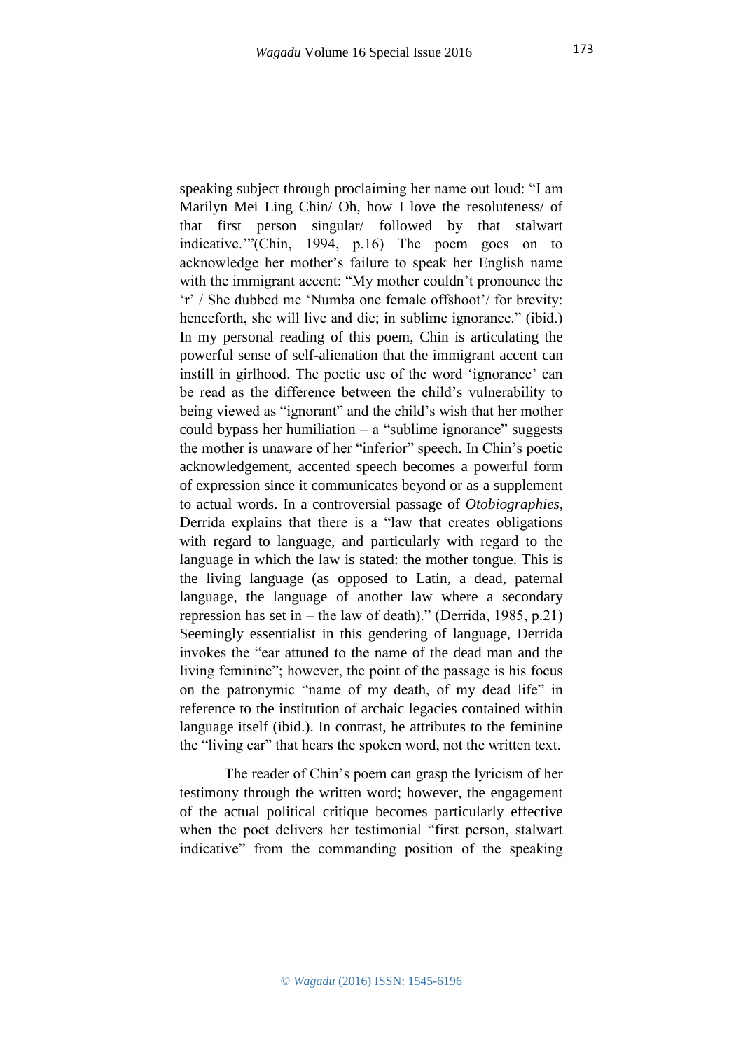speaking subject through proclaiming her name out loud: "I am Marilyn Mei Ling Chin/ Oh, how I love the resoluteness/ of that first person singular/ followed by that stalwart indicative.'"(Chin, 1994, p.16) The poem goes on to acknowledge her mother's failure to speak her English name with the immigrant accent: "My mother couldn't pronounce the 'r' / She dubbed me 'Numba one female offshoot'/ for brevity: henceforth, she will live and die; in sublime ignorance." (ibid.) In my personal reading of this poem, Chin is articulating the powerful sense of self-alienation that the immigrant accent can instill in girlhood. The poetic use of the word 'ignorance' can be read as the difference between the child's vulnerability to being viewed as "ignorant" and the child's wish that her mother could bypass her humiliation – a "sublime ignorance" suggests the mother is unaware of her "inferior" speech. In Chin's poetic acknowledgement, accented speech becomes a powerful form of expression since it communicates beyond or as a supplement to actual words. In a controversial passage of *Otobiographies*, Derrida explains that there is a "law that creates obligations with regard to language, and particularly with regard to the language in which the law is stated: the mother tongue. This is the living language (as opposed to Latin, a dead, paternal language, the language of another law where a secondary repression has set in – the law of death)." (Derrida, 1985, p.21) Seemingly essentialist in this gendering of language, Derrida invokes the "ear attuned to the name of the dead man and the living feminine"; however, the point of the passage is his focus on the patronymic "name of my death, of my dead life" in reference to the institution of archaic legacies contained within language itself (ibid.). In contrast, he attributes to the feminine the "living ear" that hears the spoken word, not the written text.

The reader of Chin's poem can grasp the lyricism of her testimony through the written word; however, the engagement of the actual political critique becomes particularly effective when the poet delivers her testimonial "first person, stalwart indicative" from the commanding position of the speaking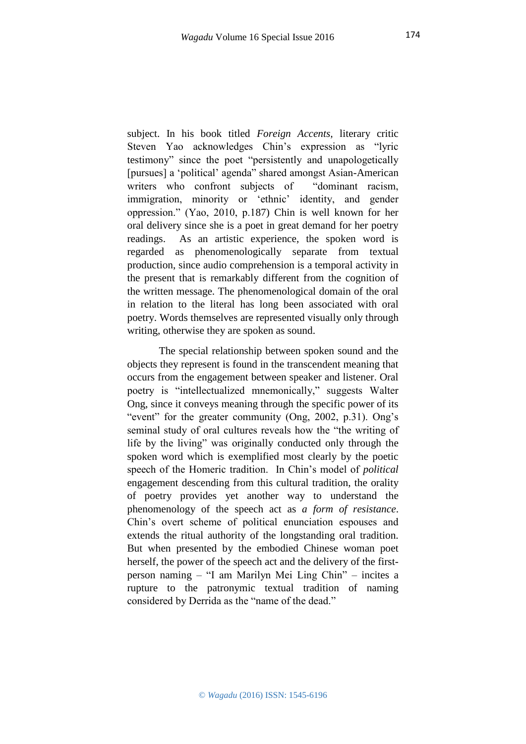subject. In his book titled *Foreign Accents*, literary critic Steven Yao acknowledges Chin's expression as "lyric testimony" since the poet "persistently and unapologetically [pursues] a 'political' agenda" shared amongst Asian-American writers who confront subjects of "dominant racism, immigration, minority or 'ethnic' identity, and gender oppression." (Yao, 2010, p.187) Chin is well known for her oral delivery since she is a poet in great demand for her poetry readings. As an artistic experience, the spoken word is regarded as phenomenologically separate from textual production, since audio comprehension is a temporal activity in the present that is remarkably different from the cognition of the written message. The phenomenological domain of the oral in relation to the literal has long been associated with oral poetry. Words themselves are represented visually only through writing, otherwise they are spoken as sound.

The special relationship between spoken sound and the objects they represent is found in the transcendent meaning that occurs from the engagement between speaker and listener. Oral poetry is "intellectualized mnemonically," suggests Walter Ong, since it conveys meaning through the specific power of its "event" for the greater community (Ong, 2002, p.31). Ong's seminal study of oral cultures reveals how the "the writing of life by the living" was originally conducted only through the spoken word which is exemplified most clearly by the poetic speech of the Homeric tradition. In Chin's model of *political* engagement descending from this cultural tradition, the orality of poetry provides yet another way to understand the phenomenology of the speech act as *a form of resistance*. Chin's overt scheme of political enunciation espouses and extends the ritual authority of the longstanding oral tradition. But when presented by the embodied Chinese woman poet herself, the power of the speech act and the delivery of the first-person naming – "I am Marilyn Mei Ling Chin" – incites a rupture to the patronymic textual tradition of naming considered by Derrida as the "name of the dead."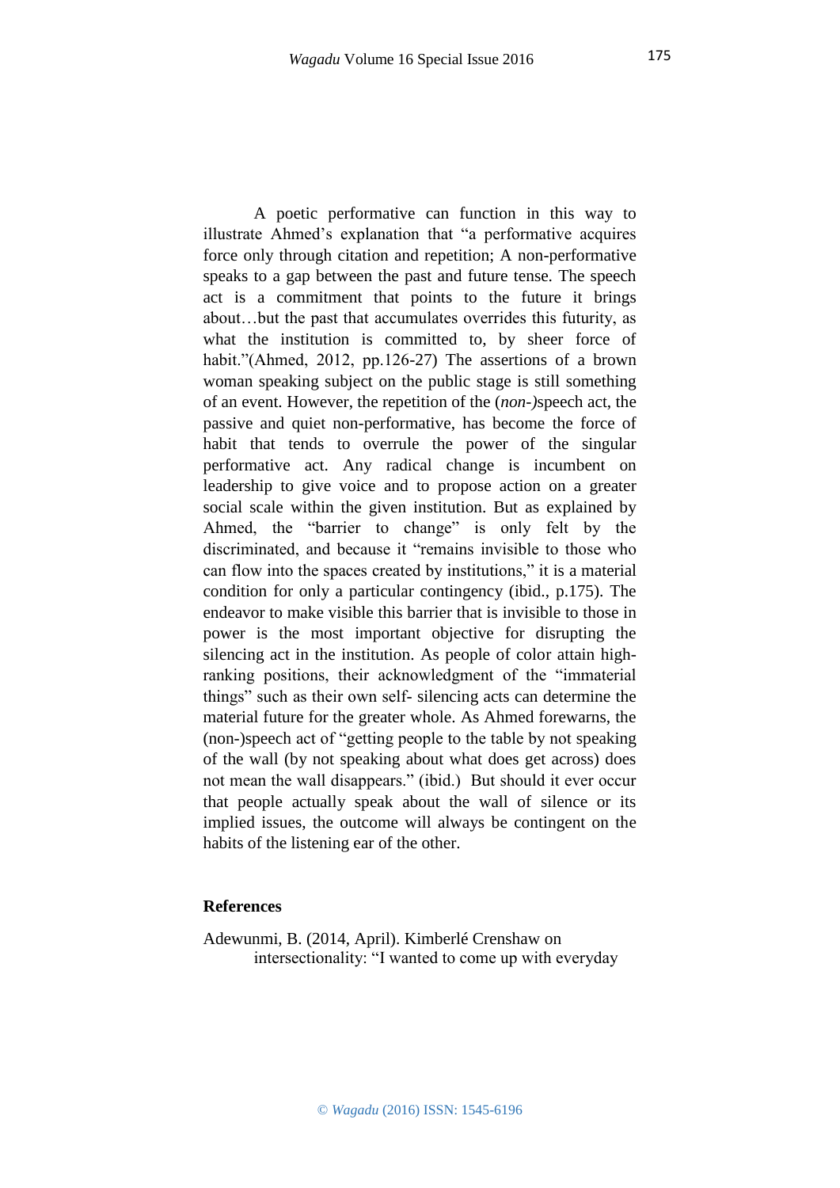A poetic performative can function in this way to illustrate Ahmed's explanation that "a performative acquires force only through citation and repetition; A non-performative speaks to a gap between the past and future tense. The speech act is a commitment that points to the future it brings about…but the past that accumulates overrides this futurity, as what the institution is committed to, by sheer force of habit."(Ahmed, 2012, pp.126-27) The assertions of a brown woman speaking subject on the public stage is still something of an event. However, the repetition of the (*non-)*speech act, the passive and quiet non-performative, has become the force of habit that tends to overrule the power of the singular performative act. Any radical change is incumbent on leadership to give voice and to propose action on a greater social scale within the given institution. But as explained by Ahmed, the "barrier to change" is only felt by the discriminated, and because it "remains invisible to those who can flow into the spaces created by institutions," it is a material condition for only a particular contingency (ibid., p.175). The endeavor to make visible this barrier that is invisible to those in power is the most important objective for disrupting the silencing act in the institution. As people of color attain high-ranking positions, their acknowledgment of the "immaterial things" such as their own self- silencing acts can determine the material future for the greater whole. As Ahmed forewarns, the (non-)speech act of "getting people to the table by not speaking of the wall (by not speaking about what does get across) does not mean the wall disappears." (ibid.) But should it ever occur that people actually speak about the wall of silence or its implied issues, the outcome will always be contingent on the habits of the listening ear of the other.

## References

Adewunmi, B. (2014, April). Kimberlé Crenshaw on intersectionality: "I wanted to come up with everyday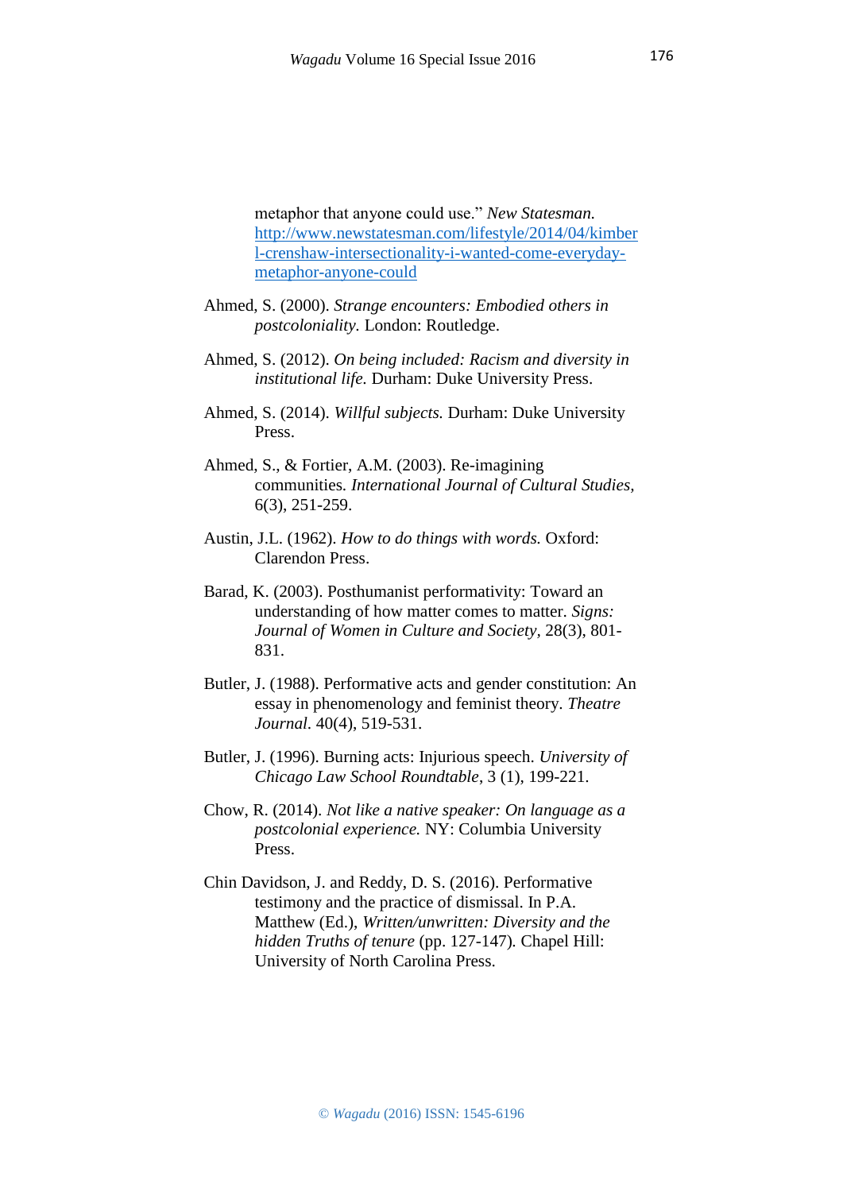metaphor that anyone could use." *New Statesman.* http://www.newstatesman.com/lifestyle/2014/04/kimberl-crenshaw-intersectionality-i-wanted-come-everyday-metaphor-anyone-could

Ahmed, S. (2000). *Strange encounters: Embodied others in postcoloniality.* London: Routledge.

Ahmed, S. (2012). *On being included: Racism and diversity in institutional life.* Durham: Duke University Press.

Ahmed, S. (2014). *Willful subjects.* Durham: Duke University Press.

Ahmed, S., & Fortier, A.M. (2003). Re-imagining communities. *International Journal of Cultural Studies*, 6(3), 251-259.

Austin, J.L. (1962). *How to do things with words.* Oxford: Clarendon Press.

Barad, K. (2003). Posthumanist performativity: Toward an understanding of how matter comes to matter. *Signs: Journal of Women in Culture and Society*, 28(3), 801-831.

Butler, J. (1988). Performative acts and gender constitution: An essay in phenomenology and feminist theory. *Theatre Journal*. 40(4), 519-531.

Butler, J. (1996). Burning acts: Injurious speech. *University of Chicago Law School Roundtable*, 3 (1), 199-221.

Chow, R. (2014). *Not like a native speaker: On language as a postcolonial experience.* NY: Columbia University Press.

Chin Davidson, J. and Reddy, D. S. (2016). Performative testimony and the practice of dismissal. In P.A. Matthew (Ed.), *Written/unwritten: Diversity and the hidden Truths of tenure* (pp. 127-147). Chapel Hill: University of North Carolina Press.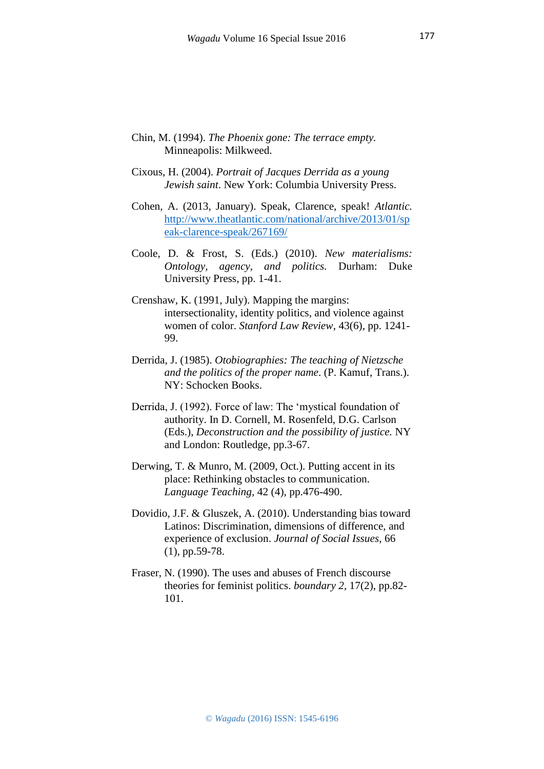Chin, M. (1994). *The Phoenix gone: The terrace empty.* Minneapolis: Milkweed.

Cixous, H. (2004). *Portrait of Jacques Derrida as a young Jewish saint*. New York: Columbia University Press.

Cohen, A. (2013, January). Speak, Clarence, speak! *Atlantic.* http://www.theatlantic.com/national/archive/2013/01/speak-clarence-speak/267169/

Coole, D. & Frost, S. (Eds.) (2010). *New materialisms: Ontology, agency, and politics.* Durham: Duke University Press, pp. 1-41.

Crenshaw, K. (1991, July). Mapping the margins: intersectionality, identity politics, and violence against women of color. *Stanford Law Review*, 43(6), pp. 1241-99.

Derrida, J. (1985). *Otobiographies: The teaching of Nietzsche and the politics of the proper name*. (P. Kamuf, Trans.). NY: Schocken Books.

Derrida, J. (1992). Force of law: The 'mystical foundation of authority. In D. Cornell, M. Rosenfeld, D.G. Carlson (Eds.), *Deconstruction and the possibility of justice.* NY and London: Routledge, pp.3-67.

Derwing, T. & Munro, M. (2009, Oct.). Putting accent in its place: Rethinking obstacles to communication. *Language Teaching*, 42 (4), pp.476-490.

Dovidio, J.F. & Gluszek, A. (2010). Understanding bias toward Latinos: Discrimination, dimensions of difference, and experience of exclusion. *Journal of Social Issues*, 66 (1), pp.59-78.

Fraser, N. (1990). The uses and abuses of French discourse theories for feminist politics. *boundary 2*, 17(2), pp.82-101.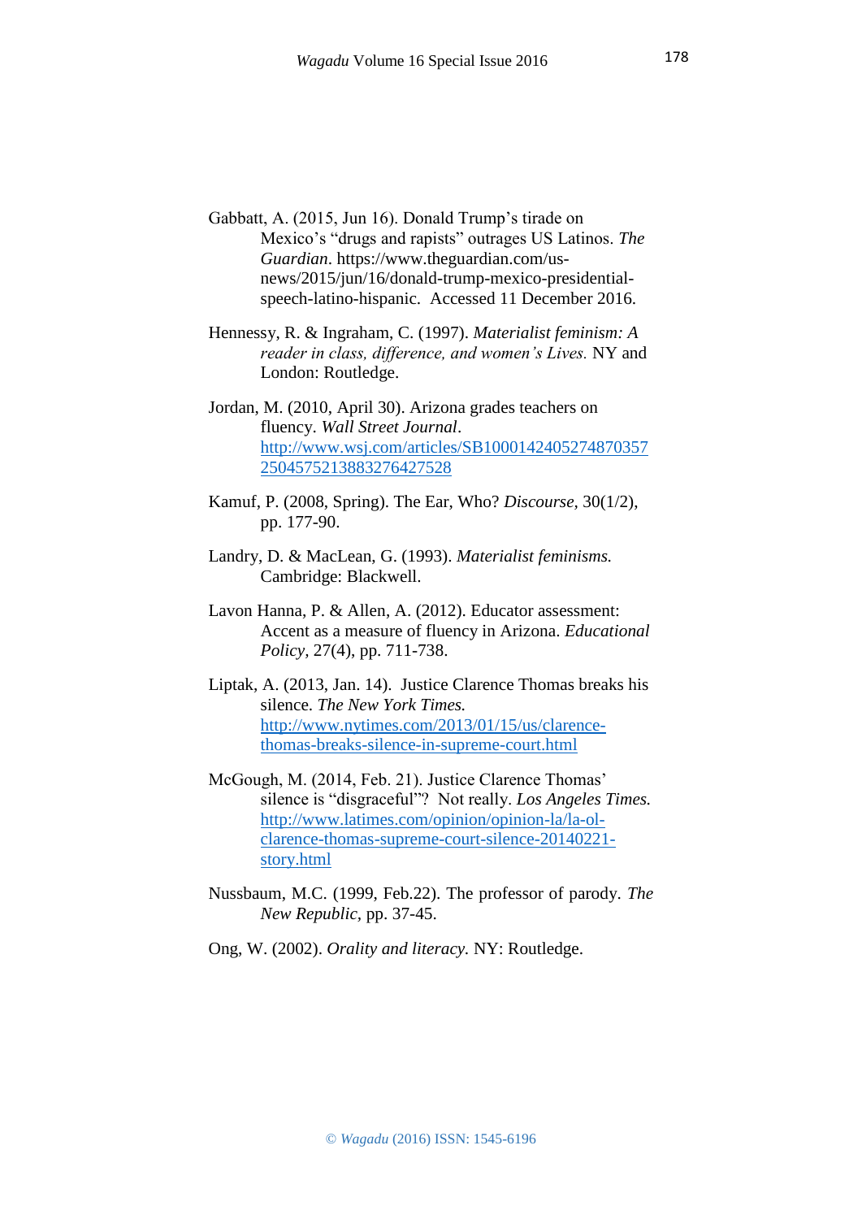Gabbatt, A. (2015, Jun 16). Donald Trump's tirade on Mexico's "drugs and rapists" outrages US Latinos. *The Guardian*. https://www.theguardian.com/us-news/2015/jun/16/donald-trump-mexico-presidential-speech-latino-hispanic. Accessed 11 December 2016.

Hennessy, R. & Ingraham, C. (1997). *Materialist feminism: A reader in class, difference, and women's Lives.* NY and London: Routledge.

Jordan, M. (2010, April 30). Arizona grades teachers on fluency. *Wall Street Journal*. http://www.wsj.com/articles/SB10001424052748703572504575213883276427528

Kamuf, P. (2008, Spring). The Ear, Who? *Discourse*, 30(1/2), pp. 177-90.

Landry, D. & MacLean, G. (1993). *Materialist feminisms.* Cambridge: Blackwell.

Lavon Hanna, P. & Allen, A. (2012). Educator assessment: Accent as a measure of fluency in Arizona. *Educational Policy*, 27(4), pp. 711-738.

Liptak, A. (2013, Jan. 14). Justice Clarence Thomas breaks his silence. *The New York Times.* http://www.nytimes.com/2013/01/15/us/clarence-thomas-breaks-silence-in-supreme-court.html

McGough, M. (2014, Feb. 21). Justice Clarence Thomas' silence is "disgraceful"? Not really. *Los Angeles Times.* http://www.latimes.com/opinion/opinion-la/la-ol-clarence-thomas-supreme-court-silence-20140221-story.html

Nussbaum, M.C. (1999, Feb.22). The professor of parody. *The New Republic*, pp. 37-45.

Ong, W. (2002). *Orality and literacy.* NY: Routledge.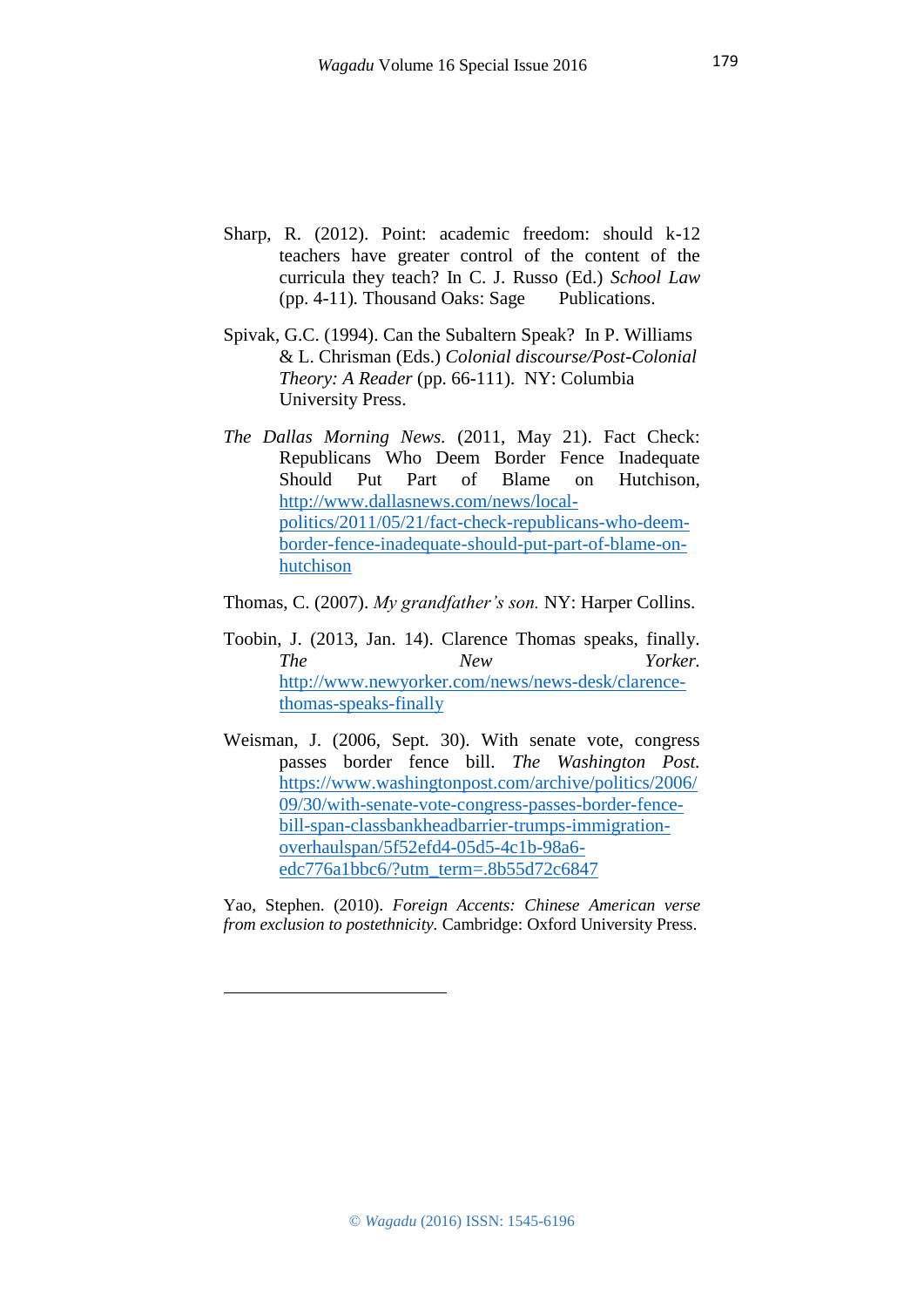Sharp, R. (2012). Point: academic freedom: should k-12 teachers have greater control of the content of the curricula they teach? In C. J. Russo (Ed.) *School Law* (pp. 4-11). Thousand Oaks: Sage Publications.

Spivak, G.C. (1994). Can the Subaltern Speak? In P. Williams & L. Chrisman (Eds.) *Colonial discourse/Post-Colonial Theory: A Reader* (pp. 66-111). NY: Columbia University Press.

*The Dallas Morning News*. (2011, May 21). Fact Check: Republicans Who Deem Border Fence Inadequate Should Put Part of Blame on Hutchison, http://www.dallasnews.com/news/local-politics/2011/05/21/fact-check-republicans-who-deem-border-fence-inadequate-should-put-part-of-blame-on-hutchison

Thomas, C. (2007). *My grandfather's son.* NY: Harper Collins.

Toobin, J. (2013, Jan. 14). Clarence Thomas speaks, finally. *The New Yorker.* http://www.newyorker.com/news/news-desk/clarence-thomas-speaks-finally

Weisman, J. (2006, Sept. 30). With senate vote, congress passes border fence bill. *The Washington Post.* https://www.washingtonpost.com/archive/politics/2006/09/30/with-senate-vote-congress-passes-border-fence-bill-span-classbankheadbarrier-trumps-immigration-overhaulspan/5f52efd4-05d5-4c1b-98a6-edc776a1bbc6/?utm_term=.8b55d72c6847

Yao, Stephen. (2010). *Foreign Accents: Chinese American verse from exclusion to postethnicity.* Cambridge: Oxford University Press.